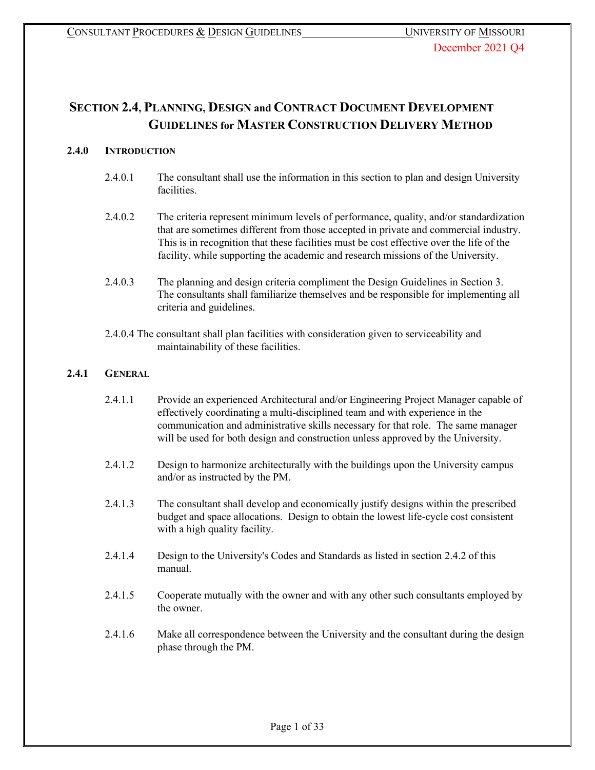# SECTION 2.4, PLANNING, DESIGN and CONTRACT DOCUMENT DEVELOPMENT GUIDELINES for MASTER CONSTRUCTION DELIVERY METHOD

## 2.4.0 INTRODUCTION

2.4.0.1 The consultant shall use the information in this section to plan and design University facilities.

2.4.0.2 The criteria represent minimum levels of performance, quality, and/or standardization that are sometimes different from those accepted in private and commercial industry. This is in recognition that these facilities must be cost effective over the life of the facility, while supporting the academic and research missions of the University.

2.4.0.3 The planning and design criteria compliment the Design Guidelines in Section 3. The consultants shall familiarize themselves and be responsible for implementing all criteria and guidelines.

2.4.0.4 The consultant shall plan facilities with consideration given to serviceability and maintainability of these facilities.

## 2.4.1 GENERAL

2.4.1.1 Provide an experienced Architectural and/or Engineering Project Manager capable of effectively coordinating a multi-disciplined team and with experience in the communication and administrative skills necessary for that role. The same manager will be used for both design and construction unless approved by the University.

2.4.1.2 Design to harmonize architecturally with the buildings upon the University campus and/or as instructed by the PM.

2.4.1.3 The consultant shall develop and economically justify designs within the prescribed budget and space allocations. Design to obtain the lowest life-cycle cost consistent with a high quality facility.

2.4.1.4 Design to the University's Codes and Standards as listed in section 2.4.2 of this manual.

2.4.1.5 Cooperate mutually with the owner and with any other such consultants employed by the owner.

2.4.1.6 Make all correspondence between the University and the consultant during the design phase through the PM.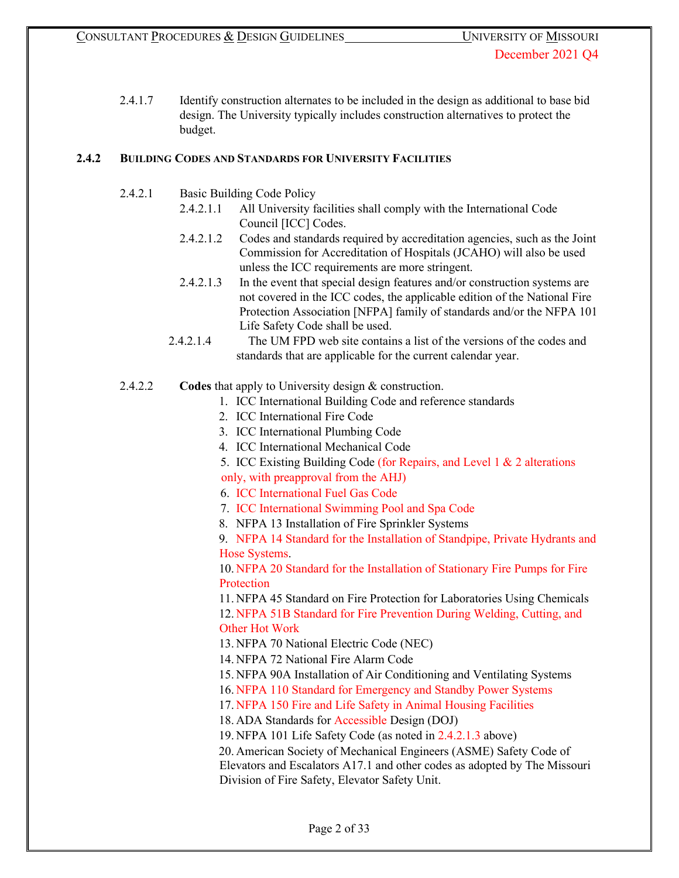2.4.1.7 Identify construction alternates to be included in the design as additional to base bid design. The University typically includes construction alternatives to protect the budget.

### 2.4.2 BUILDING CODES AND STANDARDS FOR UNIVERSITY FACILITIES

2.4.2.1 Basic Building Code Policy

2.4.2.1.1 All University facilities shall comply with the International Code Council [ICC] Codes.

2.4.2.1.2 Codes and standards required by accreditation agencies, such as the Joint Commission for Accreditation of Hospitals (JCAHO) will also be used unless the ICC requirements are more stringent.

2.4.2.1.3 In the event that special design features and/or construction systems are not covered in the ICC codes, the applicable edition of the National Fire Protection Association [NFPA] family of standards and/or the NFPA 101 Life Safety Code shall be used.

2.4.2.1.4 The UM FPD web site contains a list of the versions of the codes and standards that are applicable for the current calendar year.

2.4.2.2 **Codes** that apply to University design & construction.

1. ICC International Building Code and reference standards
2. ICC International Fire Code
3. ICC International Plumbing Code
4. ICC International Mechanical Code
5. ICC Existing Building Code (for Repairs, and Level 1 & 2 alterations only, with preapproval from the AHJ)
6. ICC International Fuel Gas Code
7. ICC International Swimming Pool and Spa Code
8. NFPA 13 Installation of Fire Sprinkler Systems
9. NFPA 14 Standard for the Installation of Standpipe, Private Hydrants and Hose Systems.
10. NFPA 20 Standard for the Installation of Stationary Fire Pumps for Fire Protection
11. NFPA 45 Standard on Fire Protection for Laboratories Using Chemicals
12. NFPA 51B Standard for Fire Prevention During Welding, Cutting, and Other Hot Work
13. NFPA 70 National Electric Code (NEC)
14. NFPA 72 National Fire Alarm Code
15. NFPA 90A Installation of Air Conditioning and Ventilating Systems
16. NFPA 110 Standard for Emergency and Standby Power Systems
17. NFPA 150 Fire and Life Safety in Animal Housing Facilities
18. ADA Standards for Accessible Design (DOJ)
19. NFPA 101 Life Safety Code (as noted in 2.4.2.1.3 above)
20. American Society of Mechanical Engineers (ASME) Safety Code of Elevators and Escalators A17.1 and other codes as adopted by The Missouri Division of Fire Safety, Elevator Safety Unit.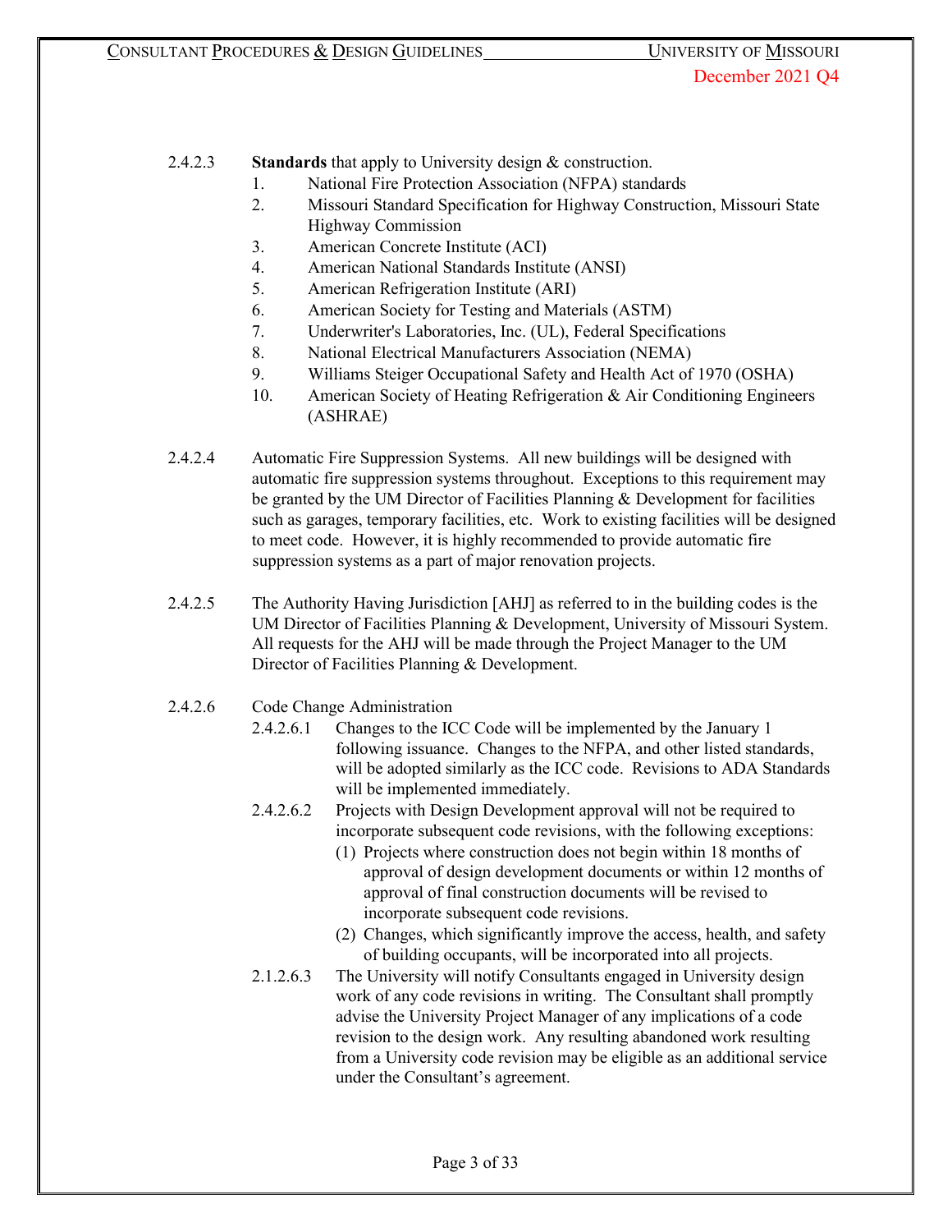2.4.2.3 **Standards** that apply to University design & construction.

1. National Fire Protection Association (NFPA) standards
2. Missouri Standard Specification for Highway Construction, Missouri State Highway Commission
3. American Concrete Institute (ACI)
4. American National Standards Institute (ANSI)
5. American Refrigeration Institute (ARI)
6. American Society for Testing and Materials (ASTM)
7. Underwriter's Laboratories, Inc. (UL), Federal Specifications
8. National Electrical Manufacturers Association (NEMA)
9. Williams Steiger Occupational Safety and Health Act of 1970 (OSHA)
10. American Society of Heating Refrigeration & Air Conditioning Engineers (ASHRAE)

2.4.2.4 Automatic Fire Suppression Systems. All new buildings will be designed with automatic fire suppression systems throughout. Exceptions to this requirement may be granted by the UM Director of Facilities Planning & Development for facilities such as garages, temporary facilities, etc. Work to existing facilities will be designed to meet code. However, it is highly recommended to provide automatic fire suppression systems as a part of major renovation projects.

2.4.2.5 The Authority Having Jurisdiction [AHJ] as referred to in the building codes is the UM Director of Facilities Planning & Development, University of Missouri System. All requests for the AHJ will be made through the Project Manager to the UM Director of Facilities Planning & Development.

2.4.2.6 Code Change Administration

2.4.2.6.1 Changes to the ICC Code will be implemented by the January 1 following issuance. Changes to the NFPA, and other listed standards, will be adopted similarly as the ICC code. Revisions to ADA Standards will be implemented immediately.

2.4.2.6.2 Projects with Design Development approval will not be required to incorporate subsequent code revisions, with the following exceptions:

(1) Projects where construction does not begin within 18 months of approval of design development documents or within 12 months of approval of final construction documents will be revised to incorporate subsequent code revisions.

(2) Changes, which significantly improve the access, health, and safety of building occupants, will be incorporated into all projects.

2.1.2.6.3 The University will notify Consultants engaged in University design work of any code revisions in writing. The Consultant shall promptly advise the University Project Manager of any implications of a code revision to the design work. Any resulting abandoned work resulting from a University code revision may be eligible as an additional service under the Consultant's agreement.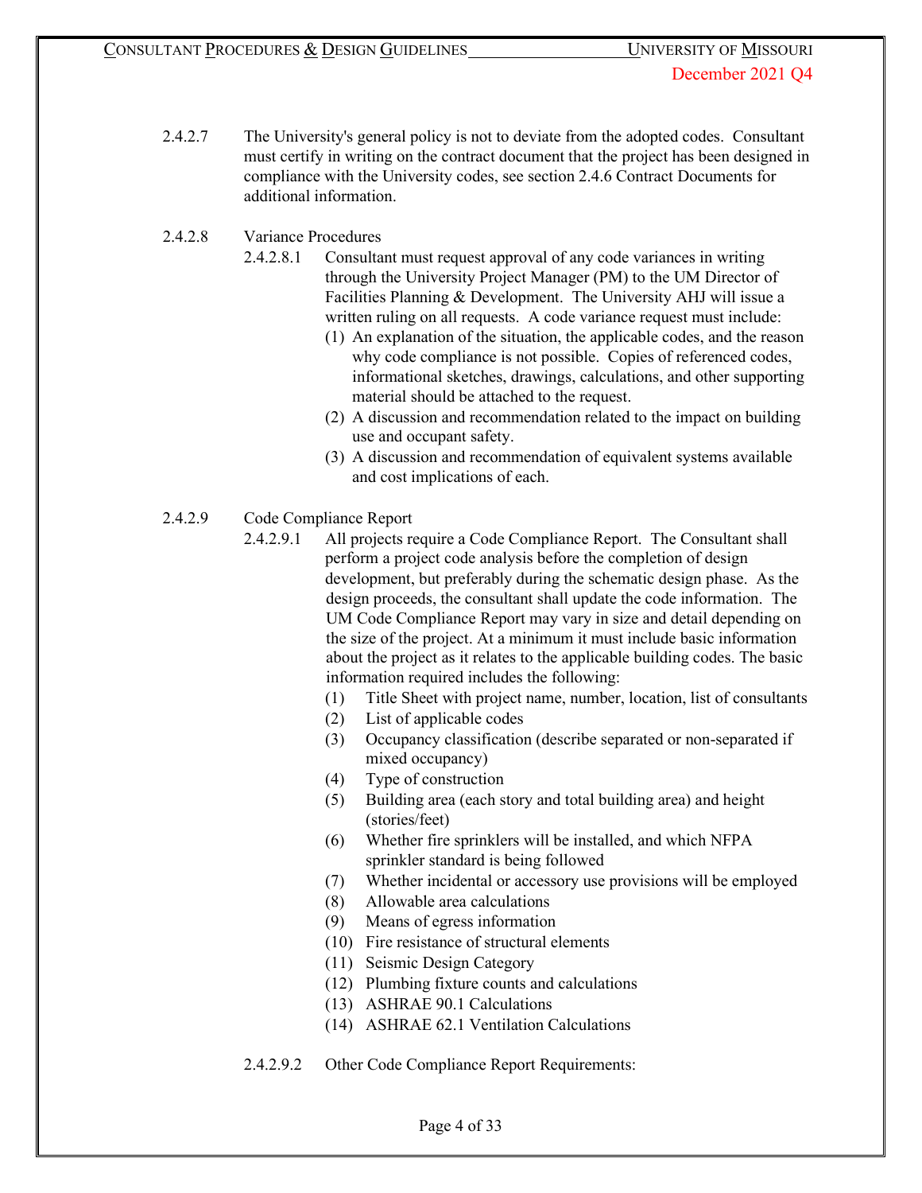2.4.2.7 The University's general policy is not to deviate from the adopted codes. Consultant must certify in writing on the contract document that the project has been designed in compliance with the University codes, see section 2.4.6 Contract Documents for additional information.

2.4.2.8 Variance Procedures

2.4.2.8.1 Consultant must request approval of any code variances in writing through the University Project Manager (PM) to the UM Director of Facilities Planning & Development. The University AHJ will issue a written ruling on all requests. A code variance request must include:

(1) An explanation of the situation, the applicable codes, and the reason why code compliance is not possible. Copies of referenced codes, informational sketches, drawings, calculations, and other supporting material should be attached to the request.

(2) A discussion and recommendation related to the impact on building use and occupant safety.

(3) A discussion and recommendation of equivalent systems available and cost implications of each.

2.4.2.9 Code Compliance Report

2.4.2.9.1 All projects require a Code Compliance Report. The Consultant shall perform a project code analysis before the completion of design development, but preferably during the schematic design phase. As the design proceeds, the consultant shall update the code information. The UM Code Compliance Report may vary in size and detail depending on the size of the project. At a minimum it must include basic information about the project as it relates to the applicable building codes. The basic information required includes the following:

(1) Title Sheet with project name, number, location, list of consultants

(2) List of applicable codes

(3) Occupancy classification (describe separated or non-separated if mixed occupancy)

(4) Type of construction

(5) Building area (each story and total building area) and height (stories/feet)

(6) Whether fire sprinklers will be installed, and which NFPA sprinkler standard is being followed

(7) Whether incidental or accessory use provisions will be employed

(8) Allowable area calculations

(9) Means of egress information

(10) Fire resistance of structural elements

(11) Seismic Design Category

(12) Plumbing fixture counts and calculations

(13) ASHRAE 90.1 Calculations

(14) ASHRAE 62.1 Ventilation Calculations

2.4.2.9.2 Other Code Compliance Report Requirements: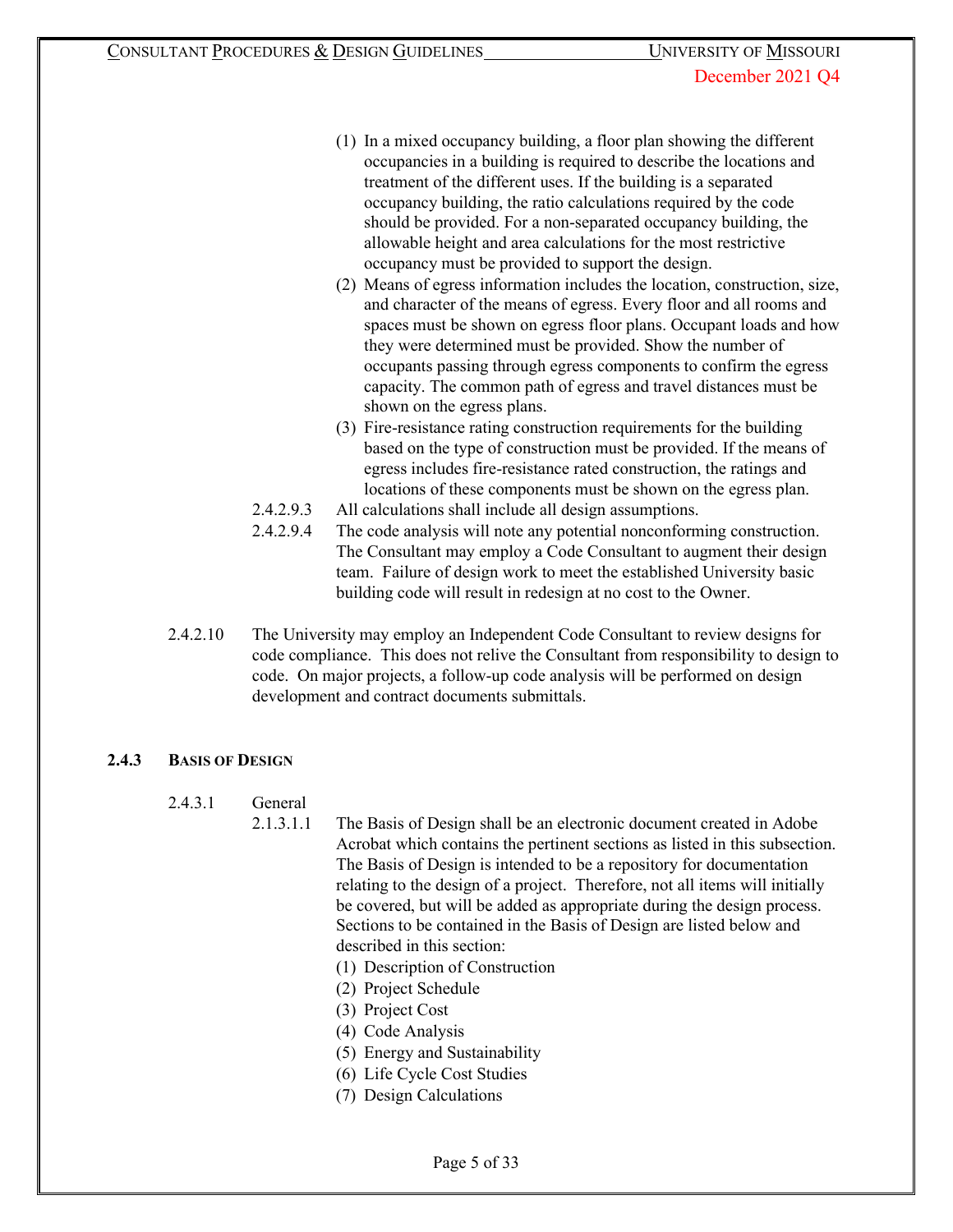(1) In a mixed occupancy building, a floor plan showing the different occupancies in a building is required to describe the locations and treatment of the different uses. If the building is a separated occupancy building, the ratio calculations required by the code should be provided. For a non-separated occupancy building, the allowable height and area calculations for the most restrictive occupancy must be provided to support the design.

(2) Means of egress information includes the location, construction, size, and character of the means of egress. Every floor and all rooms and spaces must be shown on egress floor plans. Occupant loads and how they were determined must be provided. Show the number of occupants passing through egress components to confirm the egress capacity. The common path of egress and travel distances must be shown on the egress plans.

(3) Fire-resistance rating construction requirements for the building based on the type of construction must be provided. If the means of egress includes fire-resistance rated construction, the ratings and locations of these components must be shown on the egress plan.

2.4.2.9.3 All calculations shall include all design assumptions.

2.4.2.9.4 The code analysis will note any potential nonconforming construction. The Consultant may employ a Code Consultant to augment their design team. Failure of design work to meet the established University basic building code will result in redesign at no cost to the Owner.

2.4.2.10 The University may employ an Independent Code Consultant to review designs for code compliance. This does not relive the Consultant from responsibility to design to code. On major projects, a follow-up code analysis will be performed on design development and contract documents submittals.

### 2.4.3 BASIS OF DESIGN

2.4.3.1 General

2.1.3.1.1 The Basis of Design shall be an electronic document created in Adobe Acrobat which contains the pertinent sections as listed in this subsection. The Basis of Design is intended to be a repository for documentation relating to the design of a project. Therefore, not all items will initially be covered, but will be added as appropriate during the design process. Sections to be contained in the Basis of Design are listed below and described in this section:

(1) Description of Construction
(2) Project Schedule
(3) Project Cost
(4) Code Analysis
(5) Energy and Sustainability
(6) Life Cycle Cost Studies
(7) Design Calculations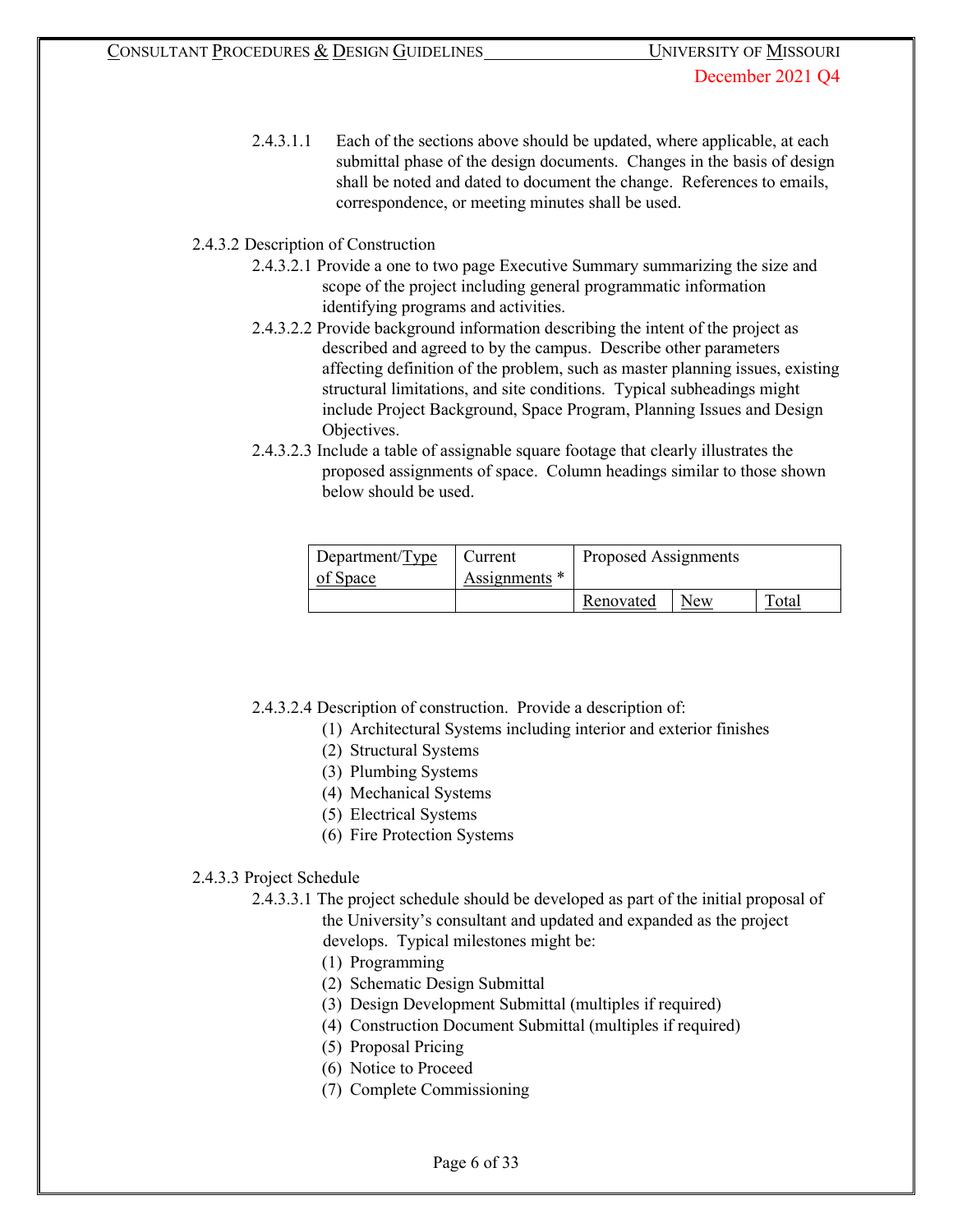2.4.3.1.1 Each of the sections above should be updated, where applicable, at each submittal phase of the design documents. Changes in the basis of design shall be noted and dated to document the change. References to emails, correspondence, or meeting minutes shall be used.

2.4.3.2 Description of Construction

2.4.3.2.1 Provide a one to two page Executive Summary summarizing the size and scope of the project including general programmatic information identifying programs and activities.

2.4.3.2.2 Provide background information describing the intent of the project as described and agreed to by the campus. Describe other parameters affecting definition of the problem, such as master planning issues, existing structural limitations, and site conditions. Typical subheadings might include Project Background, Space Program, Planning Issues and Design Objectives.

2.4.3.2.3 Include a table of assignable square footage that clearly illustrates the proposed assignments of space. Column headings similar to those shown below should be used.

| Department/Type of Space | Current Assignments * | Proposed Assignments | | |
|---|---|---|---|---|
| | | Renovated | New | Total |

2.4.3.2.4 Description of construction. Provide a description of:

(1) Architectural Systems including interior and exterior finishes
(2) Structural Systems
(3) Plumbing Systems
(4) Mechanical Systems
(5) Electrical Systems
(6) Fire Protection Systems

2.4.3.3 Project Schedule

2.4.3.3.1 The project schedule should be developed as part of the initial proposal of the University's consultant and updated and expanded as the project develops. Typical milestones might be:

(1) Programming
(2) Schematic Design Submittal
(3) Design Development Submittal (multiples if required)
(4) Construction Document Submittal (multiples if required)
(5) Proposal Pricing
(6) Notice to Proceed
(7) Complete Commissioning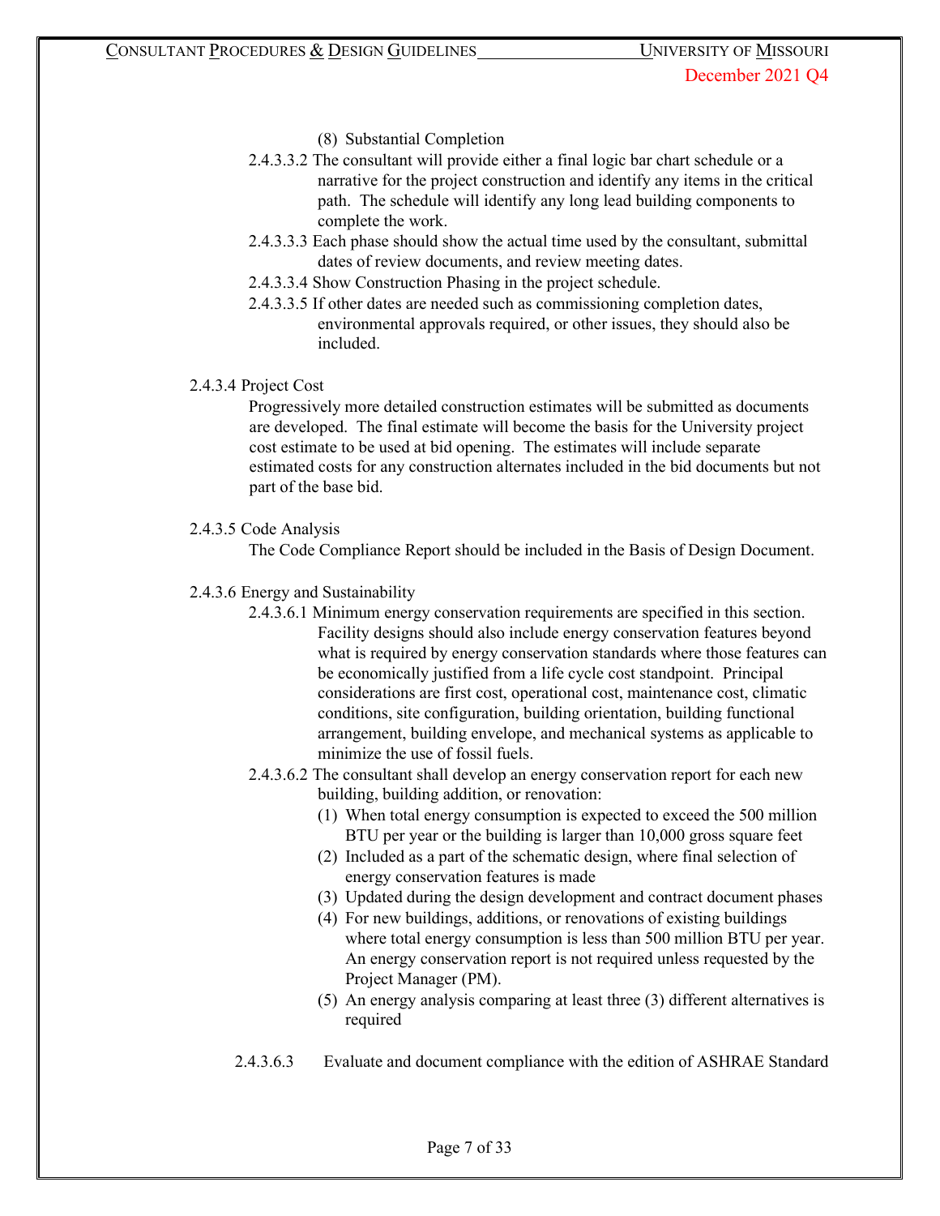(8) Substantial Completion

2.4.3.3.2 The consultant will provide either a final logic bar chart schedule or a narrative for the project construction and identify any items in the critical path. The schedule will identify any long lead building components to complete the work.

2.4.3.3.3 Each phase should show the actual time used by the consultant, submittal dates of review documents, and review meeting dates.

2.4.3.3.4 Show Construction Phasing in the project schedule.

2.4.3.3.5 If other dates are needed such as commissioning completion dates, environmental approvals required, or other issues, they should also be included.

2.4.3.4 Project Cost

Progressively more detailed construction estimates will be submitted as documents are developed. The final estimate will become the basis for the University project cost estimate to be used at bid opening. The estimates will include separate estimated costs for any construction alternates included in the bid documents but not part of the base bid.

2.4.3.5 Code Analysis

The Code Compliance Report should be included in the Basis of Design Document.

2.4.3.6 Energy and Sustainability

2.4.3.6.1 Minimum energy conservation requirements are specified in this section. Facility designs should also include energy conservation features beyond what is required by energy conservation standards where those features can be economically justified from a life cycle cost standpoint. Principal considerations are first cost, operational cost, maintenance cost, climatic conditions, site configuration, building orientation, building functional arrangement, building envelope, and mechanical systems as applicable to minimize the use of fossil fuels.

2.4.3.6.2 The consultant shall develop an energy conservation report for each new building, building addition, or renovation:

(1) When total energy consumption is expected to exceed the 500 million BTU per year or the building is larger than 10,000 gross square feet
(2) Included as a part of the schematic design, where final selection of energy conservation features is made
(3) Updated during the design development and contract document phases
(4) For new buildings, additions, or renovations of existing buildings where total energy consumption is less than 500 million BTU per year. An energy conservation report is not required unless requested by the Project Manager (PM).
(5) An energy analysis comparing at least three (3) different alternatives is required

2.4.3.6.3 Evaluate and document compliance with the edition of ASHRAE Standard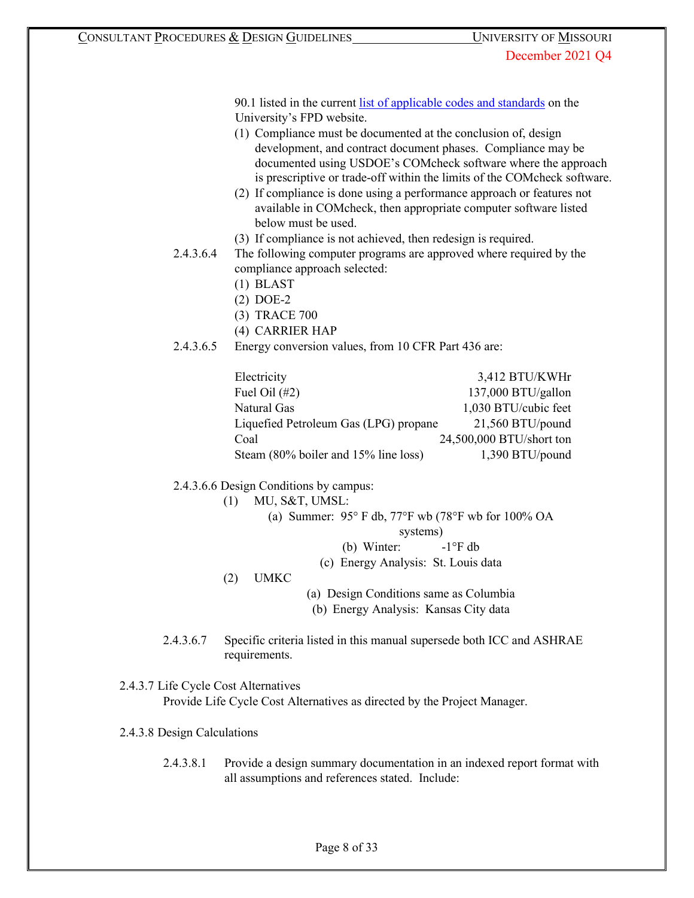90.1 listed in the current [list of applicable codes and standards]() on the University's FPD website.

(1) Compliance must be documented at the conclusion of, design development, and contract document phases. Compliance may be documented using USDOE's COMcheck software where the approach is prescriptive or trade-off within the limits of the COMcheck software.

(2) If compliance is done using a performance approach or features not available in COMcheck, then appropriate computer software listed below must be used.

(3) If compliance is not achieved, then redesign is required.

2.4.3.6.4 The following computer programs are approved where required by the compliance approach selected:

(1) BLAST
(2) DOE-2
(3) TRACE 700
(4) CARRIER HAP

2.4.3.6.5 Energy conversion values, from 10 CFR Part 436 are:

| | |
|---|---|
| Electricity | 3,412 BTU/KWHr |
| Fuel Oil (#2) | 137,000 BTU/gallon |
| Natural Gas | 1,030 BTU/cubic feet |
| Liquefied Petroleum Gas (LPG) propane | 21,560 BTU/pound |
| Coal | 24,500,000 BTU/short ton |
| Steam (80% boiler and 15% line loss) | 1,390 BTU/pound |

2.4.3.6.6 Design Conditions by campus:

(1) MU, S&T, UMSL:
  (a) Summer: 95° F db, 77°F wb (78°F wb for 100% OA systems)
  (b) Winter: -1°F db
  (c) Energy Analysis: St. Louis data

(2) UMKC
  (a) Design Conditions same as Columbia
  (b) Energy Analysis: Kansas City data

2.4.3.6.7 Specific criteria listed in this manual supersede both ICC and ASHRAE requirements.

2.4.3.7 Life Cycle Cost Alternatives

Provide Life Cycle Cost Alternatives as directed by the Project Manager.

2.4.3.8 Design Calculations

2.4.3.8.1 Provide a design summary documentation in an indexed report format with all assumptions and references stated. Include: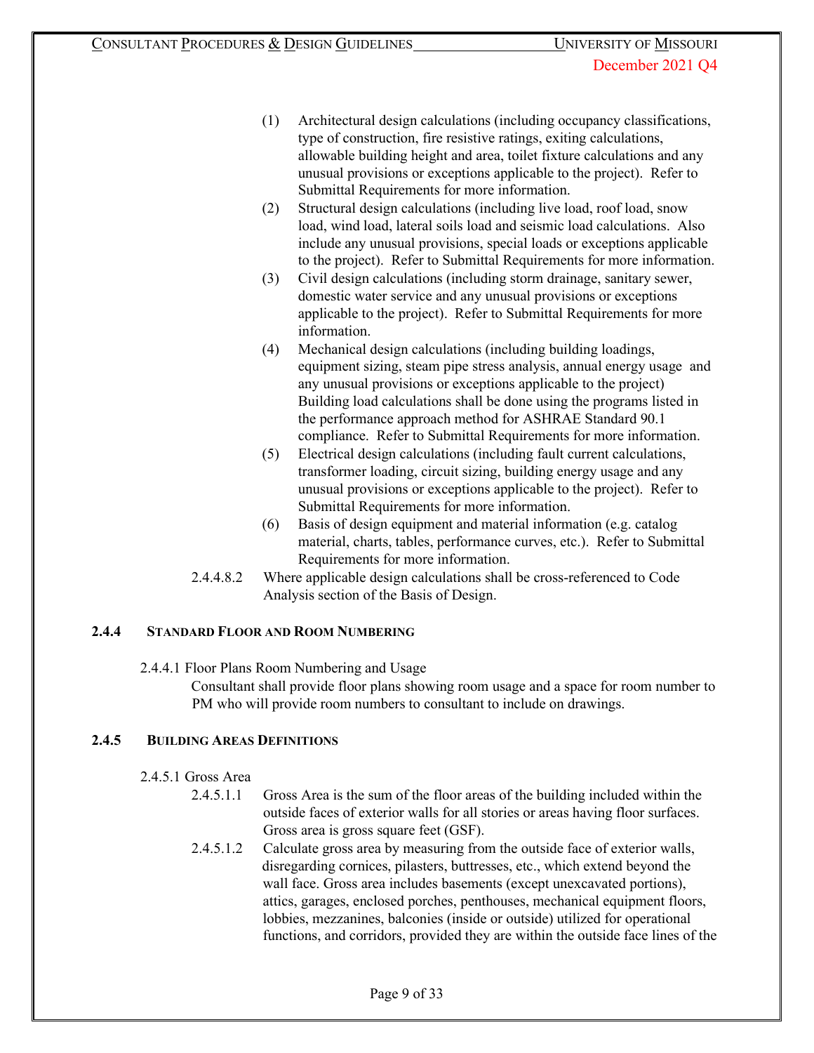(1) Architectural design calculations (including occupancy classifications, type of construction, fire resistive ratings, exiting calculations, allowable building height and area, toilet fixture calculations and any unusual provisions or exceptions applicable to the project). Refer to Submittal Requirements for more information.

(2) Structural design calculations (including live load, roof load, snow load, wind load, lateral soils load and seismic load calculations. Also include any unusual provisions, special loads or exceptions applicable to the project). Refer to Submittal Requirements for more information.

(3) Civil design calculations (including storm drainage, sanitary sewer, domestic water service and any unusual provisions or exceptions applicable to the project). Refer to Submittal Requirements for more information.

(4) Mechanical design calculations (including building loadings, equipment sizing, steam pipe stress analysis, annual energy usage and any unusual provisions or exceptions applicable to the project) Building load calculations shall be done using the programs listed in the performance approach method for ASHRAE Standard 90.1 compliance. Refer to Submittal Requirements for more information.

(5) Electrical design calculations (including fault current calculations, transformer loading, circuit sizing, building energy usage and any unusual provisions or exceptions applicable to the project). Refer to Submittal Requirements for more information.

(6) Basis of design equipment and material information (e.g. catalog material, charts, tables, performance curves, etc.). Refer to Submittal Requirements for more information.

2.4.4.8.2 Where applicable design calculations shall be cross-referenced to Code Analysis section of the Basis of Design.

### 2.4.4 STANDARD FLOOR AND ROOM NUMBERING

2.4.4.1 Floor Plans Room Numbering and Usage

Consultant shall provide floor plans showing room usage and a space for room number to PM who will provide room numbers to consultant to include on drawings.

### 2.4.5 BUILDING AREAS DEFINITIONS

2.4.5.1 Gross Area

2.4.5.1.1 Gross Area is the sum of the floor areas of the building included within the outside faces of exterior walls for all stories or areas having floor surfaces. Gross area is gross square feet (GSF).

2.4.5.1.2 Calculate gross area by measuring from the outside face of exterior walls, disregarding cornices, pilasters, buttresses, etc., which extend beyond the wall face. Gross area includes basements (except unexcavated portions), attics, garages, enclosed porches, penthouses, mechanical equipment floors, lobbies, mezzanines, balconies (inside or outside) utilized for operational functions, and corridors, provided they are within the outside face lines of the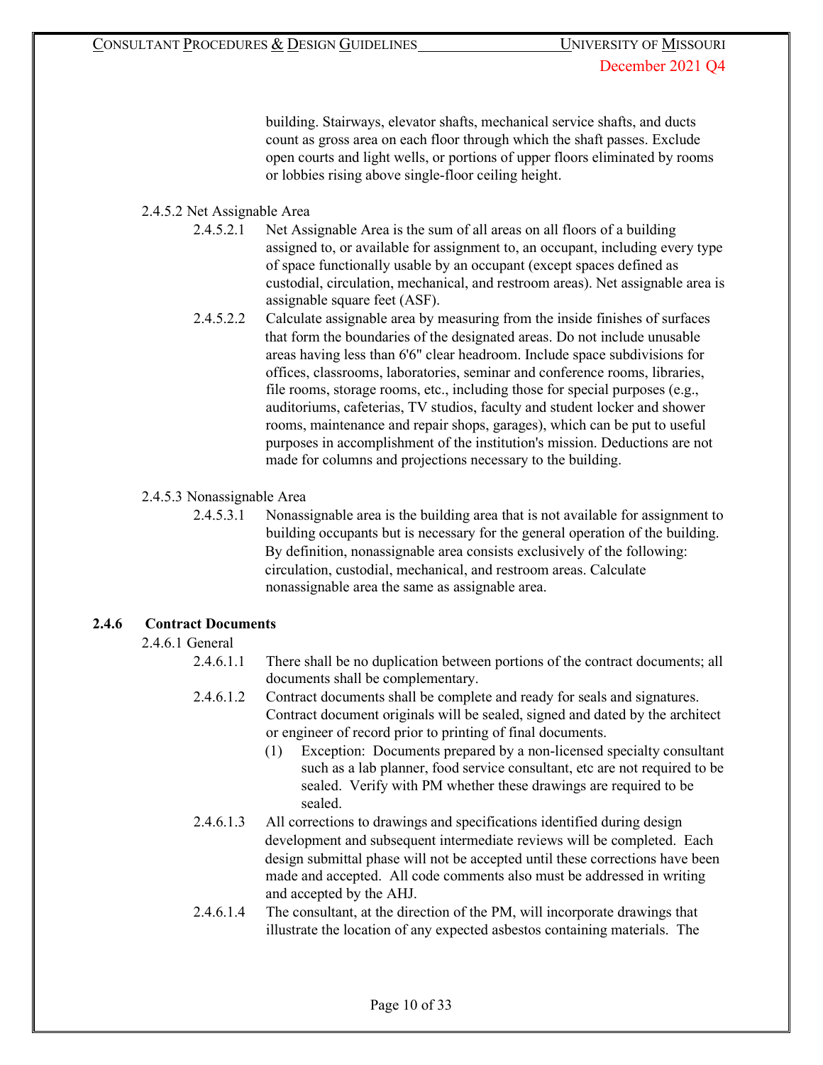building. Stairways, elevator shafts, mechanical service shafts, and ducts count as gross area on each floor through which the shaft passes. Exclude open courts and light wells, or portions of upper floors eliminated by rooms or lobbies rising above single-floor ceiling height.

2.4.5.2 Net Assignable Area

2.4.5.2.1 Net Assignable Area is the sum of all areas on all floors of a building assigned to, or available for assignment to, an occupant, including every type of space functionally usable by an occupant (except spaces defined as custodial, circulation, mechanical, and restroom areas). Net assignable area is assignable square feet (ASF).

2.4.5.2.2 Calculate assignable area by measuring from the inside finishes of surfaces that form the boundaries of the designated areas. Do not include unusable areas having less than 6'6" clear headroom. Include space subdivisions for offices, classrooms, laboratories, seminar and conference rooms, libraries, file rooms, storage rooms, etc., including those for special purposes (e.g., auditoriums, cafeterias, TV studios, faculty and student locker and shower rooms, maintenance and repair shops, garages), which can be put to useful purposes in accomplishment of the institution's mission. Deductions are not made for columns and projections necessary to the building.

2.4.5.3 Nonassignable Area

2.4.5.3.1 Nonassignable area is the building area that is not available for assignment to building occupants but is necessary for the general operation of the building. By definition, nonassignable area consists exclusively of the following: circulation, custodial, mechanical, and restroom areas. Calculate nonassignable area the same as assignable area.

### 2.4.6 Contract Documents

2.4.6.1 General

2.4.6.1.1 There shall be no duplication between portions of the contract documents; all documents shall be complementary.

2.4.6.1.2 Contract documents shall be complete and ready for seals and signatures. Contract document originals will be sealed, signed and dated by the architect or engineer of record prior to printing of final documents.

(1) Exception: Documents prepared by a non-licensed specialty consultant such as a lab planner, food service consultant, etc are not required to be sealed. Verify with PM whether these drawings are required to be sealed.

2.4.6.1.3 All corrections to drawings and specifications identified during design development and subsequent intermediate reviews will be completed. Each design submittal phase will not be accepted until these corrections have been made and accepted. All code comments also must be addressed in writing and accepted by the AHJ.

2.4.6.1.4 The consultant, at the direction of the PM, will incorporate drawings that illustrate the location of any expected asbestos containing materials. The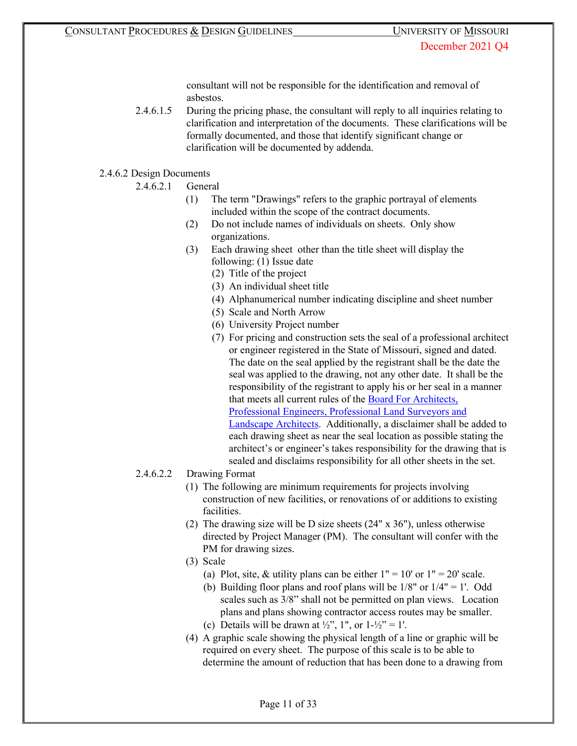consultant will not be responsible for the identification and removal of asbestos.

2.4.6.1.5 During the pricing phase, the consultant will reply to all inquiries relating to clarification and interpretation of the documents. These clarifications will be formally documented, and those that identify significant change or clarification will be documented by addenda.

2.4.6.2 Design Documents

2.4.6.2.1 General

(1) The term "Drawings" refers to the graphic portrayal of elements included within the scope of the contract documents.

(2) Do not include names of individuals on sheets. Only show organizations.

(3) Each drawing sheet other than the title sheet will display the following: (1) Issue date
   (2) Title of the project
   (3) An individual sheet title
   (4) Alphanumerical number indicating discipline and sheet number
   (5) Scale and North Arrow
   (6) University Project number
   (7) For pricing and construction sets the seal of a professional architect or engineer registered in the State of Missouri, signed and dated. The date on the seal applied by the registrant shall be the date the seal was applied to the drawing, not any other date. It shall be the responsibility of the registrant to apply his or her seal in a manner that meets all current rules of the [Board For Architects, Professional Engineers, Professional Land Surveyors and Landscape Architects](). Additionally, a disclaimer shall be added to each drawing sheet as near the seal location as possible stating the architect's or engineer's takes responsibility for the drawing that is sealed and disclaims responsibility for all other sheets in the set.

2.4.6.2.2 Drawing Format

(1) The following are minimum requirements for projects involving construction of new facilities, or renovations of or additions to existing facilities.

(2) The drawing size will be D size sheets (24" x 36"), unless otherwise directed by Project Manager (PM). The consultant will confer with the PM for drawing sizes.

(3) Scale
   (a) Plot, site, & utility plans can be either 1" = 10' or 1" = 20' scale.
   (b) Building floor plans and roof plans will be 1/8" or 1/4" = 1'. Odd scales such as 3/8" shall not be permitted on plan views. Location plans and plans showing contractor access routes may be smaller.
   (c) Details will be drawn at ½", 1", or 1-½" = 1'.

(4) A graphic scale showing the physical length of a line or graphic will be required on every sheet. The purpose of this scale is to be able to determine the amount of reduction that has been done to a drawing from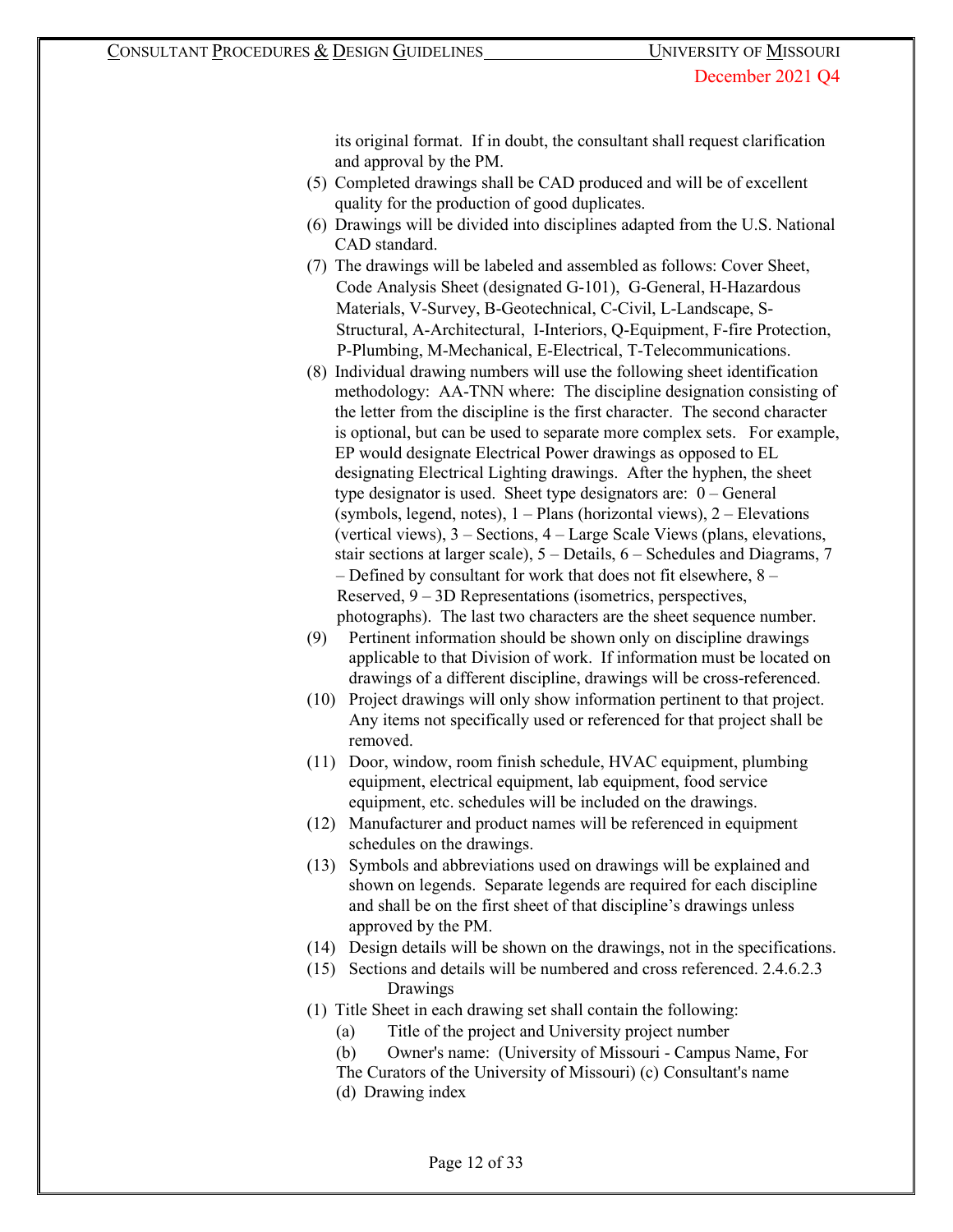its original format. If in doubt, the consultant shall request clarification and approval by the PM.

(5) Completed drawings shall be CAD produced and will be of excellent quality for the production of good duplicates.

(6) Drawings will be divided into disciplines adapted from the U.S. National CAD standard.

(7) The drawings will be labeled and assembled as follows: Cover Sheet, Code Analysis Sheet (designated G-101), G-General, H-Hazardous Materials, V-Survey, B-Geotechnical, C-Civil, L-Landscape, S-Structural, A-Architectural, I-Interiors, Q-Equipment, F-fire Protection, P-Plumbing, M-Mechanical, E-Electrical, T-Telecommunications.

(8) Individual drawing numbers will use the following sheet identification methodology: AA-TNN where: The discipline designation consisting of the letter from the discipline is the first character. The second character is optional, but can be used to separate more complex sets. For example, EP would designate Electrical Power drawings as opposed to EL designating Electrical Lighting drawings. After the hyphen, the sheet type designator is used. Sheet type designators are: 0 – General (symbols, legend, notes), 1 – Plans (horizontal views), 2 – Elevations (vertical views), 3 – Sections, 4 – Large Scale Views (plans, elevations, stair sections at larger scale), 5 – Details, 6 – Schedules and Diagrams, 7 – Defined by consultant for work that does not fit elsewhere, 8 – Reserved, 9 – 3D Representations (isometrics, perspectives, photographs). The last two characters are the sheet sequence number.

(9) Pertinent information should be shown only on discipline drawings applicable to that Division of work. If information must be located on drawings of a different discipline, drawings will be cross-referenced.

(10) Project drawings will only show information pertinent to that project. Any items not specifically used or referenced for that project shall be removed.

(11) Door, window, room finish schedule, HVAC equipment, plumbing equipment, electrical equipment, lab equipment, food service equipment, etc. schedules will be included on the drawings.

(12) Manufacturer and product names will be referenced in equipment schedules on the drawings.

(13) Symbols and abbreviations used on drawings will be explained and shown on legends. Separate legends are required for each discipline and shall be on the first sheet of that discipline's drawings unless approved by the PM.

(14) Design details will be shown on the drawings, not in the specifications.

(15) Sections and details will be numbered and cross referenced. 2.4.6.2.3 Drawings

(1) Title Sheet in each drawing set shall contain the following:

(a) Title of the project and University project number

(b) Owner's name: (University of Missouri - Campus Name, For The Curators of the University of Missouri) (c) Consultant's name

(d) Drawing index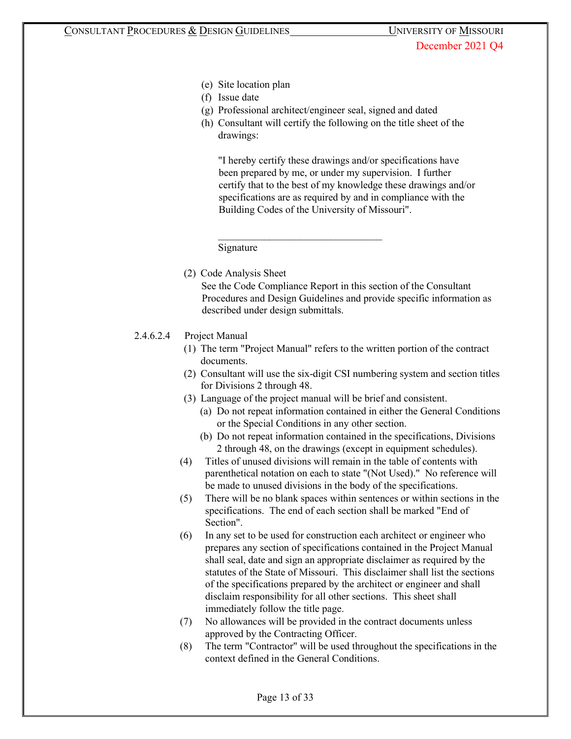(e) Site location plan
(f) Issue date
(g) Professional architect/engineer seal, signed and dated
(h) Consultant will certify the following on the title sheet of the drawings:

"I hereby certify these drawings and/or specifications have been prepared by me, or under my supervision. I further certify that to the best of my knowledge these drawings and/or specifications are as required by and in compliance with the Building Codes of the University of Missouri".

________________________________
Signature

(2) Code Analysis Sheet
See the Code Compliance Report in this section of the Consultant Procedures and Design Guidelines and provide specific information as described under design submittals.

2.4.6.2.4 Project Manual

(1) The term "Project Manual" refers to the written portion of the contract documents.
(2) Consultant will use the six-digit CSI numbering system and section titles for Divisions 2 through 48.
(3) Language of the project manual will be brief and consistent.
  (a) Do not repeat information contained in either the General Conditions or the Special Conditions in any other section.
  (b) Do not repeat information contained in the specifications, Divisions 2 through 48, on the drawings (except in equipment schedules).
(4) Titles of unused divisions will remain in the table of contents with parenthetical notation on each to state "(Not Used)." No reference will be made to unused divisions in the body of the specifications.
(5) There will be no blank spaces within sentences or within sections in the specifications. The end of each section shall be marked "End of Section".
(6) In any set to be used for construction each architect or engineer who prepares any section of specifications contained in the Project Manual shall seal, date and sign an appropriate disclaimer as required by the statutes of the State of Missouri. This disclaimer shall list the sections of the specifications prepared by the architect or engineer and shall disclaim responsibility for all other sections. This sheet shall immediately follow the title page.
(7) No allowances will be provided in the contract documents unless approved by the Contracting Officer.
(8) The term "Contractor" will be used throughout the specifications in the context defined in the General Conditions.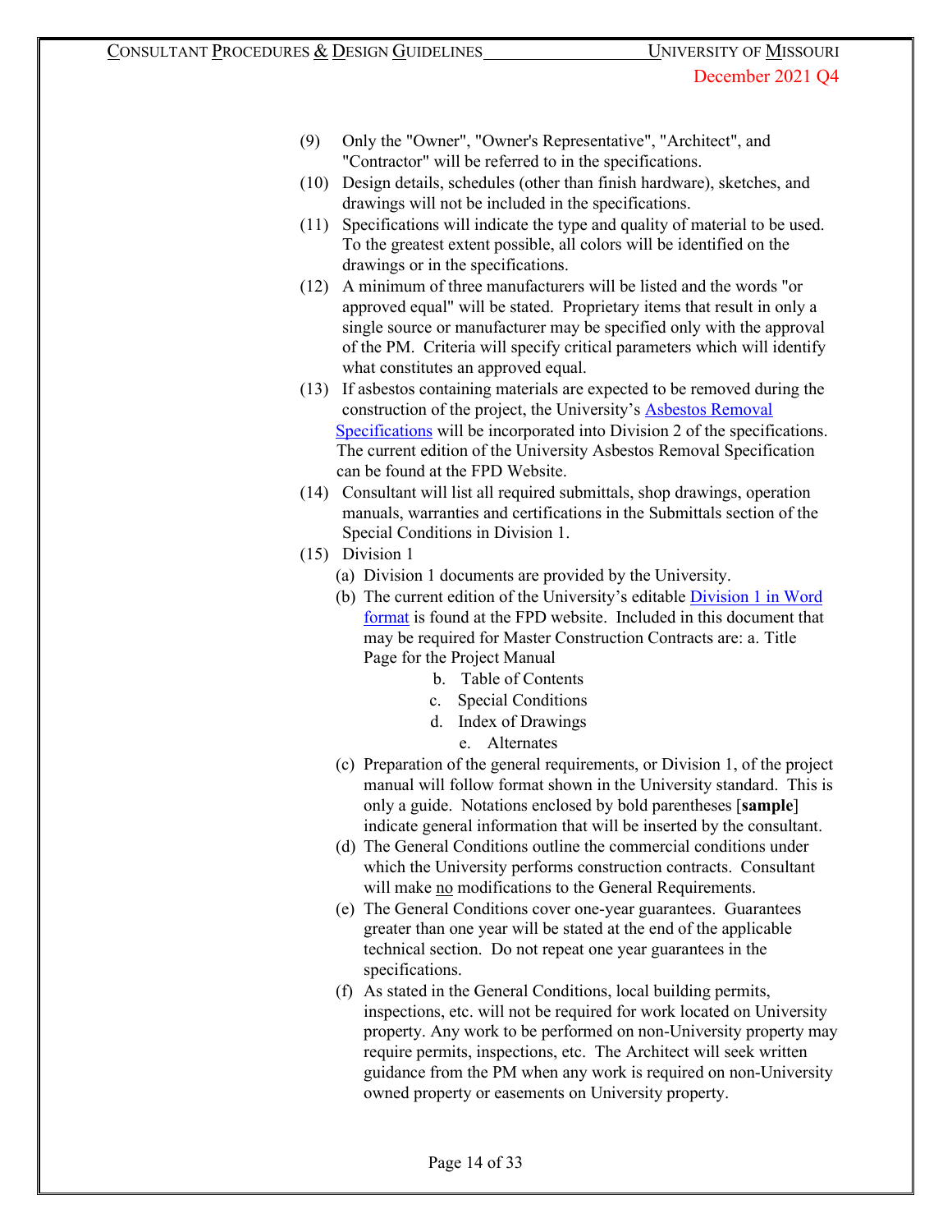(9) Only the "Owner", "Owner's Representative", "Architect", and "Contractor" will be referred to in the specifications.

(10) Design details, schedules (other than finish hardware), sketches, and drawings will not be included in the specifications.

(11) Specifications will indicate the type and quality of material to be used. To the greatest extent possible, all colors will be identified on the drawings or in the specifications.

(12) A minimum of three manufacturers will be listed and the words "or approved equal" will be stated. Proprietary items that result in only a single source or manufacturer may be specified only with the approval of the PM. Criteria will specify critical parameters which will identify what constitutes an approved equal.

(13) If asbestos containing materials are expected to be removed during the construction of the project, the University's Asbestos Removal Specifications will be incorporated into Division 2 of the specifications. The current edition of the University Asbestos Removal Specification can be found at the FPD Website.

(14) Consultant will list all required submittals, shop drawings, operation manuals, warranties and certifications in the Submittals section of the Special Conditions in Division 1.

(15) Division 1

(a) Division 1 documents are provided by the University.

(b) The current edition of the University's editable Division 1 in Word format is found at the FPD website. Included in this document that may be required for Master Construction Contracts are: a. Title Page for the Project Manual

b. Table of Contents

c. Special Conditions

d. Index of Drawings

e. Alternates

(c) Preparation of the general requirements, or Division 1, of the project manual will follow format shown in the University standard. This is only a guide. Notations enclosed by bold parentheses [**sample**] indicate general information that will be inserted by the consultant.

(d) The General Conditions outline the commercial conditions under which the University performs construction contracts. Consultant will make <u>no</u> modifications to the General Requirements.

(e) The General Conditions cover one-year guarantees. Guarantees greater than one year will be stated at the end of the applicable technical section. Do not repeat one year guarantees in the specifications.

(f) As stated in the General Conditions, local building permits, inspections, etc. will not be required for work located on University property. Any work to be performed on non-University property may require permits, inspections, etc. The Architect will seek written guidance from the PM when any work is required on non-University owned property or easements on University property.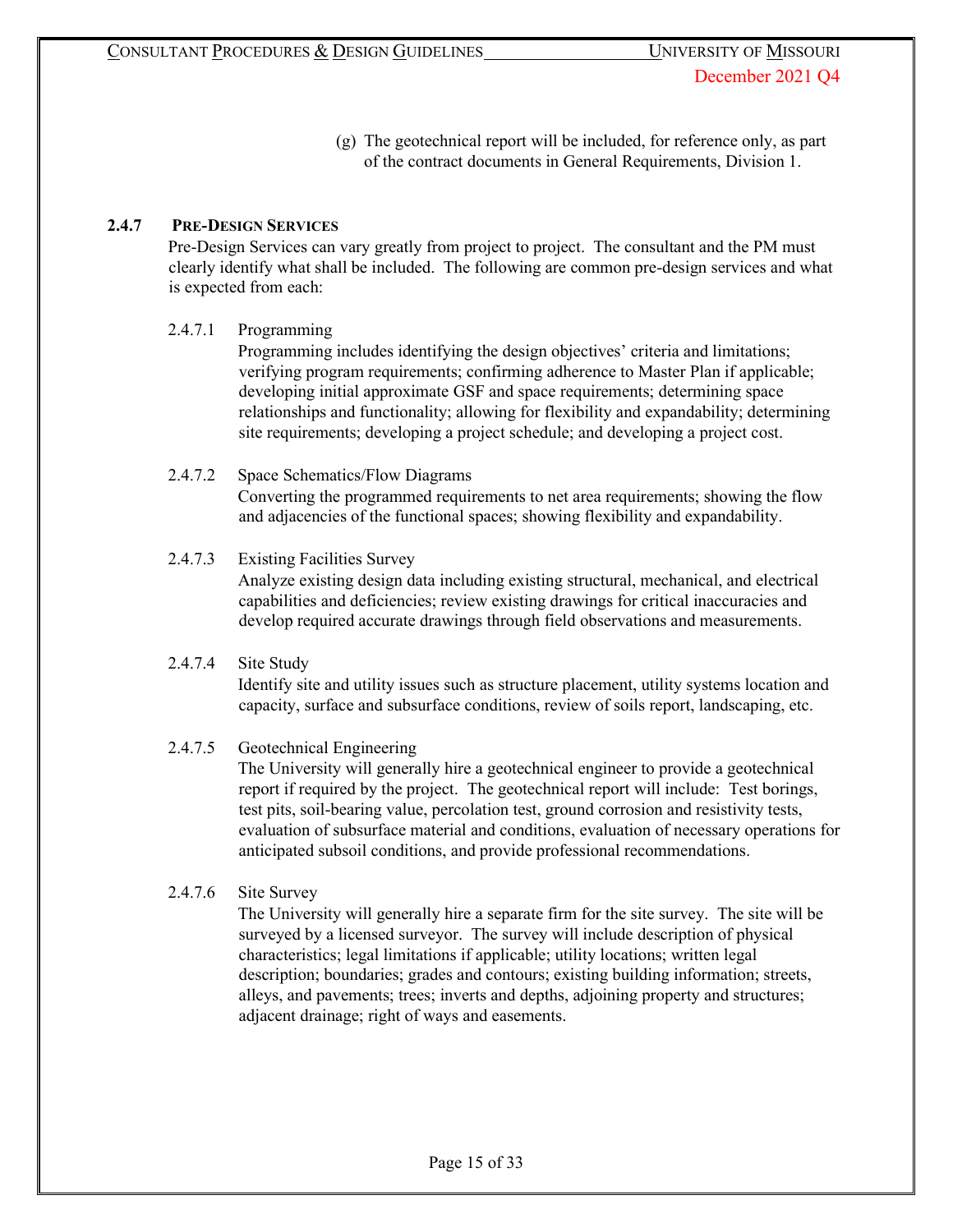(g) The geotechnical report will be included, for reference only, as part of the contract documents in General Requirements, Division 1.

### 2.4.7 PRE-DESIGN SERVICES

Pre-Design Services can vary greatly from project to project. The consultant and the PM must clearly identify what shall be included. The following are common pre-design services and what is expected from each:

2.4.7.1 Programming

Programming includes identifying the design objectives' criteria and limitations; verifying program requirements; confirming adherence to Master Plan if applicable; developing initial approximate GSF and space requirements; determining space relationships and functionality; allowing for flexibility and expandability; determining site requirements; developing a project schedule; and developing a project cost.

2.4.7.2 Space Schematics/Flow Diagrams

Converting the programmed requirements to net area requirements; showing the flow and adjacencies of the functional spaces; showing flexibility and expandability.

2.4.7.3 Existing Facilities Survey

Analyze existing design data including existing structural, mechanical, and electrical capabilities and deficiencies; review existing drawings for critical inaccuracies and develop required accurate drawings through field observations and measurements.

2.4.7.4 Site Study

Identify site and utility issues such as structure placement, utility systems location and capacity, surface and subsurface conditions, review of soils report, landscaping, etc.

2.4.7.5 Geotechnical Engineering

The University will generally hire a geotechnical engineer to provide a geotechnical report if required by the project. The geotechnical report will include: Test borings, test pits, soil-bearing value, percolation test, ground corrosion and resistivity tests, evaluation of subsurface material and conditions, evaluation of necessary operations for anticipated subsoil conditions, and provide professional recommendations.

2.4.7.6 Site Survey

The University will generally hire a separate firm for the site survey. The site will be surveyed by a licensed surveyor. The survey will include description of physical characteristics; legal limitations if applicable; utility locations; written legal description; boundaries; grades and contours; existing building information; streets, alleys, and pavements; trees; inverts and depths, adjoining property and structures; adjacent drainage; right of ways and easements.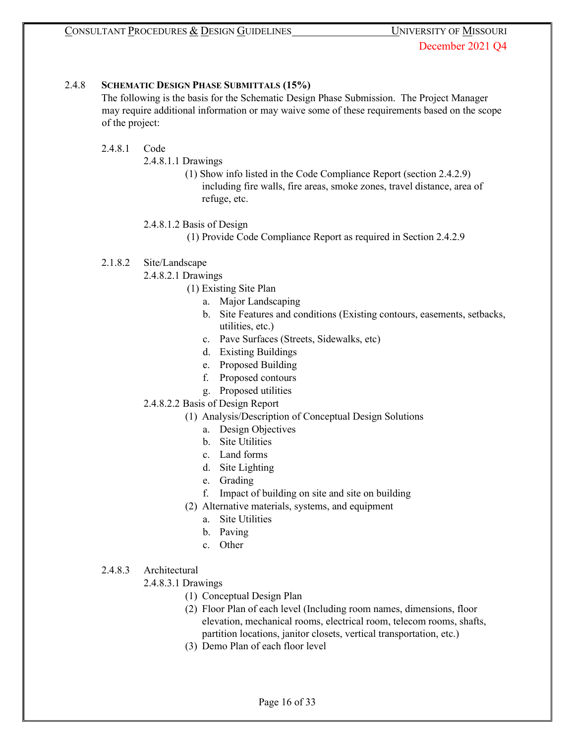## 2.4.8 SCHEMATIC DESIGN PHASE SUBMITTALS (15%)

The following is the basis for the Schematic Design Phase Submission. The Project Manager may require additional information or may waive some of these requirements based on the scope of the project:

### 2.4.8.1 Code

2.4.8.1.1 Drawings

(1) Show info listed in the Code Compliance Report (section 2.4.2.9) including fire walls, fire areas, smoke zones, travel distance, area of refuge, etc.

2.4.8.1.2 Basis of Design

(1) Provide Code Compliance Report as required in Section 2.4.2.9

### 2.1.8.2 Site/Landscape

2.4.8.2.1 Drawings

(1) Existing Site Plan
   a. Major Landscaping
   b. Site Features and conditions (Existing contours, easements, setbacks, utilities, etc.)
   c. Pave Surfaces (Streets, Sidewalks, etc)
   d. Existing Buildings
   e. Proposed Building
   f. Proposed contours
   g. Proposed utilities

2.4.8.2.2 Basis of Design Report

(1) Analysis/Description of Conceptual Design Solutions
   a. Design Objectives
   b. Site Utilities
   c. Land forms
   d. Site Lighting
   e. Grading
   f. Impact of building on site and site on building

(2) Alternative materials, systems, and equipment
   a. Site Utilities
   b. Paving
   c. Other

### 2.4.8.3 Architectural

2.4.8.3.1 Drawings

(1) Conceptual Design Plan

(2) Floor Plan of each level (Including room names, dimensions, floor elevation, mechanical rooms, electrical room, telecom rooms, shafts, partition locations, janitor closets, vertical transportation, etc.)

(3) Demo Plan of each floor level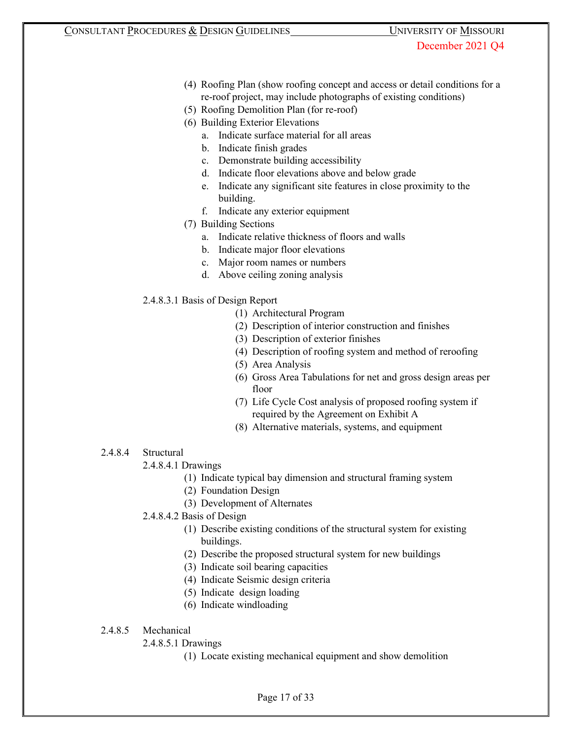(4) Roofing Plan (show roofing concept and access or detail conditions for a re-roof project, may include photographs of existing conditions)
(5) Roofing Demolition Plan (for re-roof)
(6) Building Exterior Elevations
   a. Indicate surface material for all areas
   b. Indicate finish grades
   c. Demonstrate building accessibility
   d. Indicate floor elevations above and below grade
   e. Indicate any significant site features in close proximity to the building.
   f. Indicate any exterior equipment
(7) Building Sections
   a. Indicate relative thickness of floors and walls
   b. Indicate major floor elevations
   c. Major room names or numbers
   d. Above ceiling zoning analysis

2.4.8.3.1 Basis of Design Report

(1) Architectural Program
(2) Description of interior construction and finishes
(3) Description of exterior finishes
(4) Description of roofing system and method of reroofing
(5) Area Analysis
(6) Gross Area Tabulations for net and gross design areas per floor
(7) Life Cycle Cost analysis of proposed roofing system if required by the Agreement on Exhibit A
(8) Alternative materials, systems, and equipment

2.4.8.4 Structural

2.4.8.4.1 Drawings

(1) Indicate typical bay dimension and structural framing system
(2) Foundation Design
(3) Development of Alternates

2.4.8.4.2 Basis of Design

(1) Describe existing conditions of the structural system for existing buildings.
(2) Describe the proposed structural system for new buildings
(3) Indicate soil bearing capacities
(4) Indicate Seismic design criteria
(5) Indicate design loading
(6) Indicate windloading

2.4.8.5 Mechanical

2.4.8.5.1 Drawings

(1) Locate existing mechanical equipment and show demolition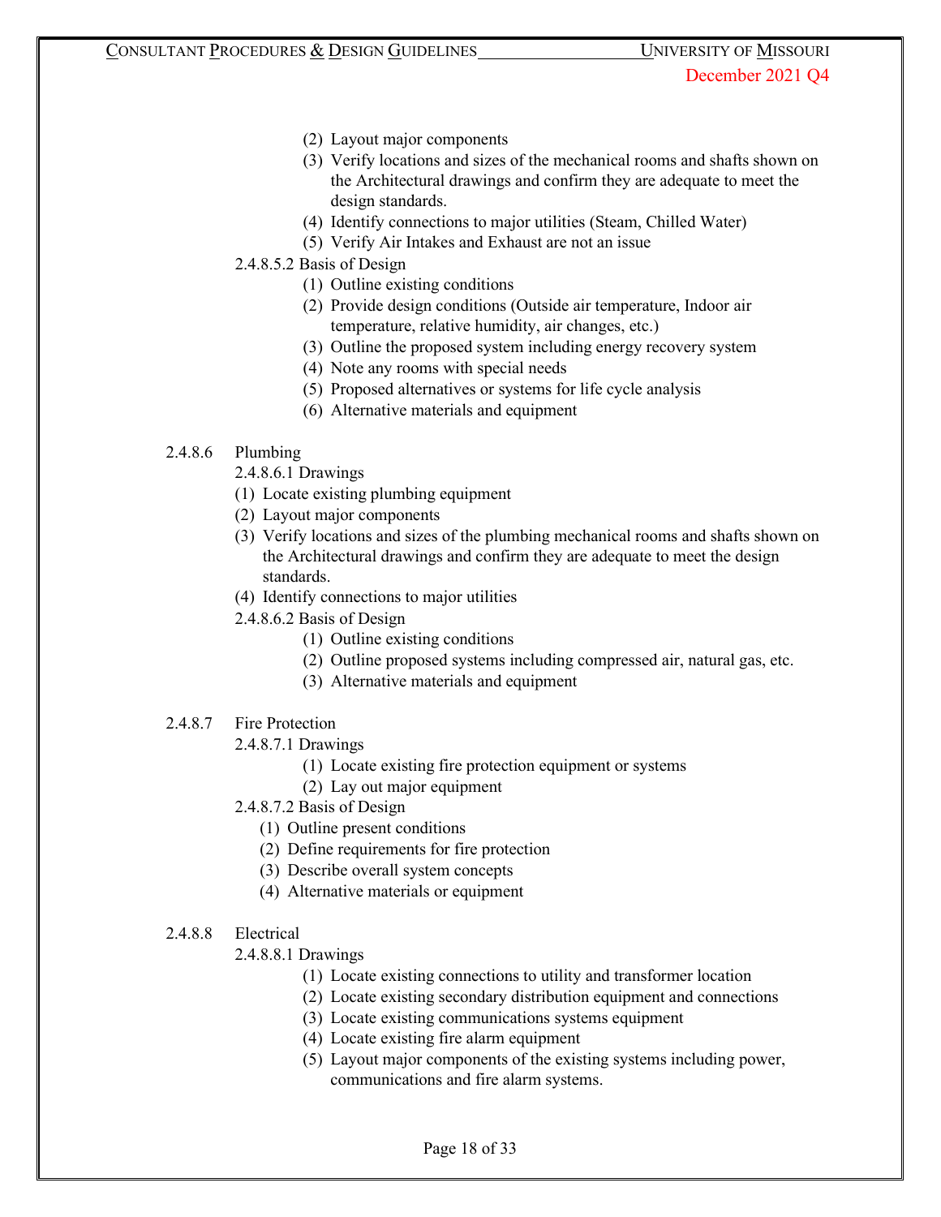(2) Layout major components
(3) Verify locations and sizes of the mechanical rooms and shafts shown on the Architectural drawings and confirm they are adequate to meet the design standards.
(4) Identify connections to major utilities (Steam, Chilled Water)
(5) Verify Air Intakes and Exhaust are not an issue

2.4.8.5.2 Basis of Design

(1) Outline existing conditions
(2) Provide design conditions (Outside air temperature, Indoor air temperature, relative humidity, air changes, etc.)
(3) Outline the proposed system including energy recovery system
(4) Note any rooms with special needs
(5) Proposed alternatives or systems for life cycle analysis
(6) Alternative materials and equipment

2.4.8.6 Plumbing

2.4.8.6.1 Drawings

(1) Locate existing plumbing equipment
(2) Layout major components
(3) Verify locations and sizes of the plumbing mechanical rooms and shafts shown on the Architectural drawings and confirm they are adequate to meet the design standards.
(4) Identify connections to major utilities

2.4.8.6.2 Basis of Design

(1) Outline existing conditions
(2) Outline proposed systems including compressed air, natural gas, etc.
(3) Alternative materials and equipment

2.4.8.7 Fire Protection

2.4.8.7.1 Drawings

(1) Locate existing fire protection equipment or systems
(2) Lay out major equipment

2.4.8.7.2 Basis of Design

(1) Outline present conditions
(2) Define requirements for fire protection
(3) Describe overall system concepts
(4) Alternative materials or equipment

2.4.8.8 Electrical

2.4.8.8.1 Drawings

(1) Locate existing connections to utility and transformer location
(2) Locate existing secondary distribution equipment and connections
(3) Locate existing communications systems equipment
(4) Locate existing fire alarm equipment
(5) Layout major components of the existing systems including power, communications and fire alarm systems.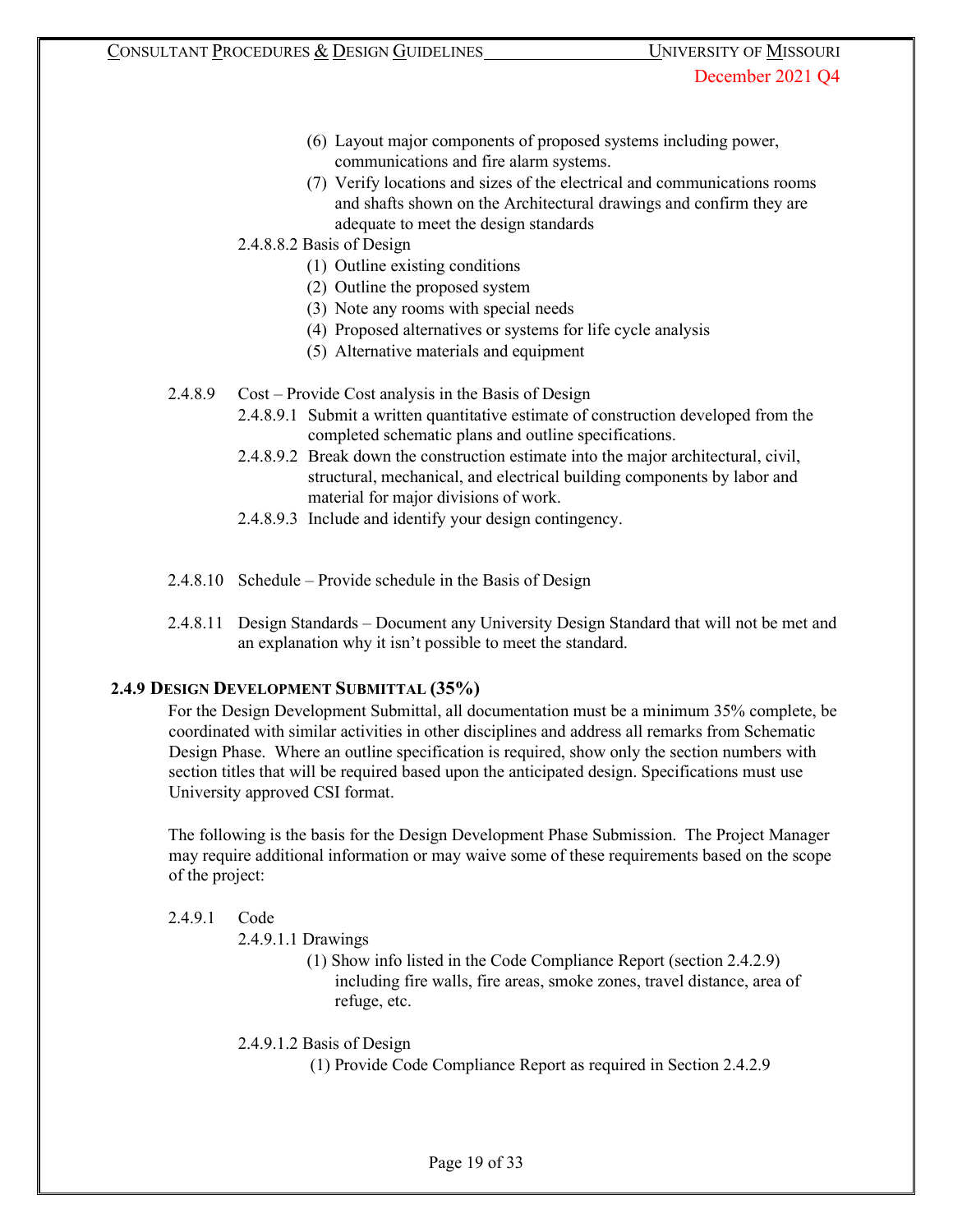(6) Layout major components of proposed systems including power, communications and fire alarm systems.

(7) Verify locations and sizes of the electrical and communications rooms and shafts shown on the Architectural drawings and confirm they are adequate to meet the design standards

2.4.8.8.2 Basis of Design

(1) Outline existing conditions

(2) Outline the proposed system

(3) Note any rooms with special needs

(4) Proposed alternatives or systems for life cycle analysis

(5) Alternative materials and equipment

2.4.8.9 Cost – Provide Cost analysis in the Basis of Design

2.4.8.9.1 Submit a written quantitative estimate of construction developed from the completed schematic plans and outline specifications.

2.4.8.9.2 Break down the construction estimate into the major architectural, civil, structural, mechanical, and electrical building components by labor and material for major divisions of work.

2.4.8.9.3 Include and identify your design contingency.

2.4.8.10 Schedule – Provide schedule in the Basis of Design

2.4.8.11 Design Standards – Document any University Design Standard that will not be met and an explanation why it isn't possible to meet the standard.

### 2.4.9 Design Development Submittal (35%)

For the Design Development Submittal, all documentation must be a minimum 35% complete, be coordinated with similar activities in other disciplines and address all remarks from Schematic Design Phase. Where an outline specification is required, show only the section numbers with section titles that will be required based upon the anticipated design. Specifications must use University approved CSI format.

The following is the basis for the Design Development Phase Submission. The Project Manager may require additional information or may waive some of these requirements based on the scope of the project:

2.4.9.1 Code

2.4.9.1.1 Drawings

(1) Show info listed in the Code Compliance Report (section 2.4.2.9) including fire walls, fire areas, smoke zones, travel distance, area of refuge, etc.

2.4.9.1.2 Basis of Design

(1) Provide Code Compliance Report as required in Section 2.4.2.9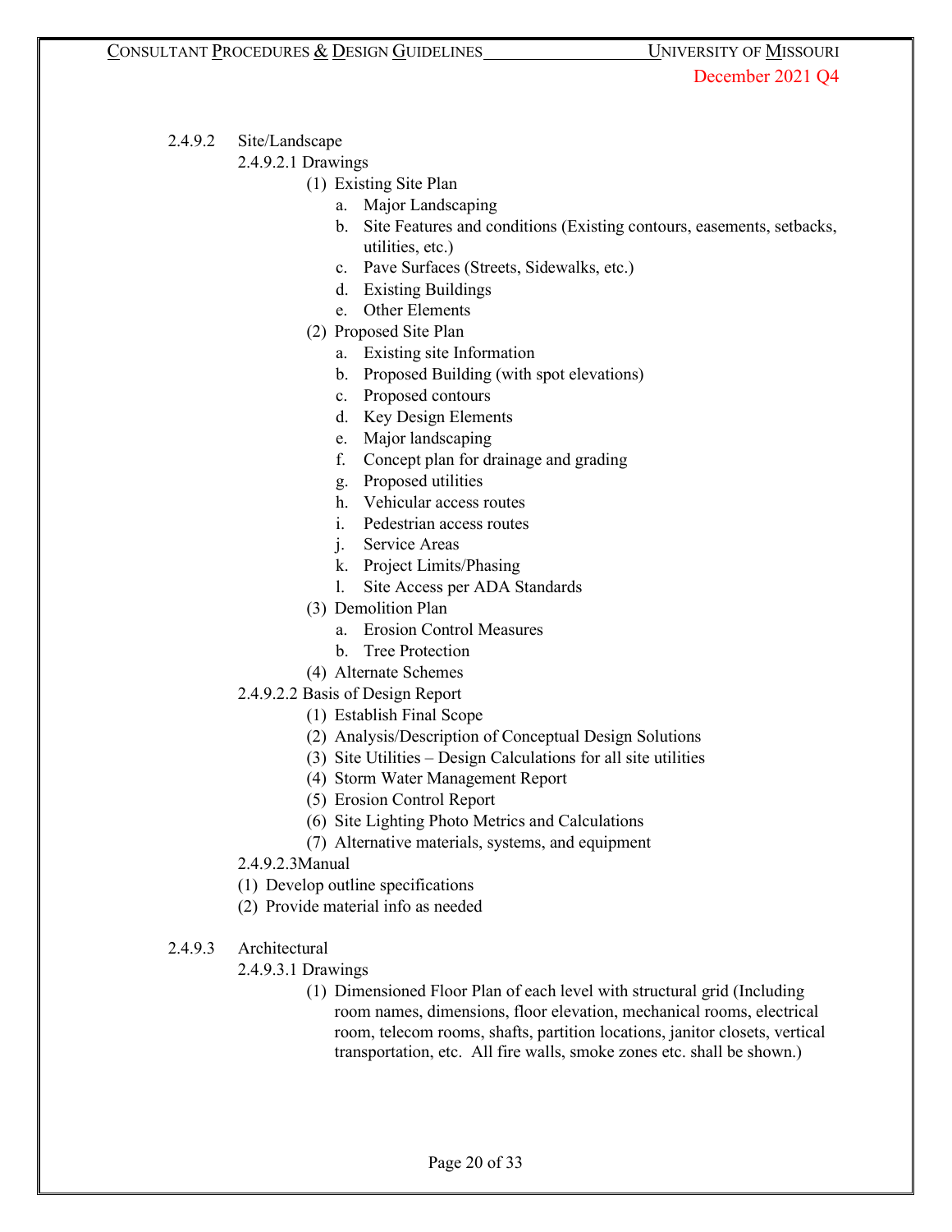2.4.9.2 Site/Landscape

2.4.9.2.1 Drawings

(1) Existing Site Plan
   a. Major Landscaping
   b. Site Features and conditions (Existing contours, easements, setbacks, utilities, etc.)
   c. Pave Surfaces (Streets, Sidewalks, etc.)
   d. Existing Buildings
   e. Other Elements

(2) Proposed Site Plan
   a. Existing site Information
   b. Proposed Building (with spot elevations)
   c. Proposed contours
   d. Key Design Elements
   e. Major landscaping
   f. Concept plan for drainage and grading
   g. Proposed utilities
   h. Vehicular access routes
   i. Pedestrian access routes
   j. Service Areas
   k. Project Limits/Phasing
   l. Site Access per ADA Standards

(3) Demolition Plan
   a. Erosion Control Measures
   b. Tree Protection

(4) Alternate Schemes

2.4.9.2.2 Basis of Design Report

(1) Establish Final Scope
(2) Analysis/Description of Conceptual Design Solutions
(3) Site Utilities – Design Calculations for all site utilities
(4) Storm Water Management Report
(5) Erosion Control Report
(6) Site Lighting Photo Metrics and Calculations
(7) Alternative materials, systems, and equipment

2.4.9.2.3Manual

(1) Develop outline specifications
(2) Provide material info as needed

2.4.9.3 Architectural

2.4.9.3.1 Drawings

(1) Dimensioned Floor Plan of each level with structural grid (Including room names, dimensions, floor elevation, mechanical rooms, electrical room, telecom rooms, shafts, partition locations, janitor closets, vertical transportation, etc. All fire walls, smoke zones etc. shall be shown.)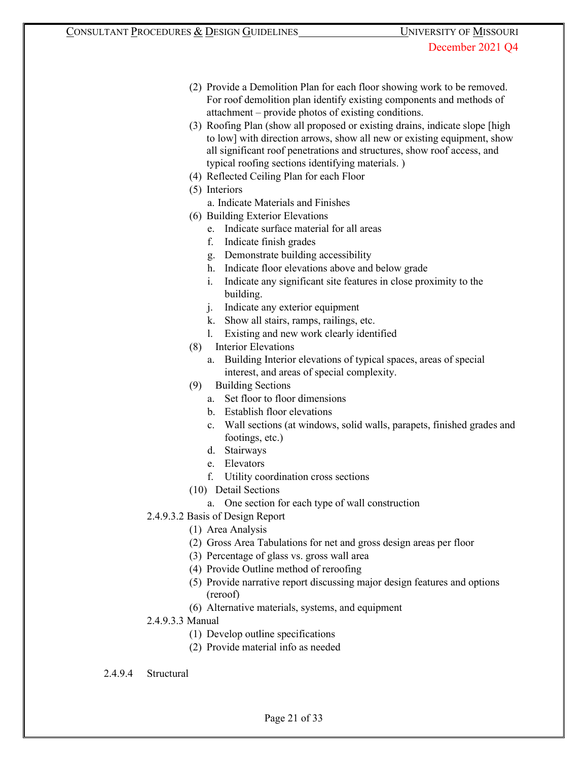(2) Provide a Demolition Plan for each floor showing work to be removed. For roof demolition plan identify existing components and methods of attachment – provide photos of existing conditions.

(3) Roofing Plan (show all proposed or existing drains, indicate slope [high to low] with direction arrows, show all new or existing equipment, show all significant roof penetrations and structures, show roof access, and typical roofing sections identifying materials. )

(4) Reflected Ceiling Plan for each Floor

(5) Interiors

 a. Indicate Materials and Finishes

(6) Building Exterior Elevations

 e. Indicate surface material for all areas
 f. Indicate finish grades
 g. Demonstrate building accessibility
 h. Indicate floor elevations above and below grade
 i. Indicate any significant site features in close proximity to the building.
 j. Indicate any exterior equipment
 k. Show all stairs, ramps, railings, etc.
 l. Existing and new work clearly identified

(8) Interior Elevations

 a. Building Interior elevations of typical spaces, areas of special interest, and areas of special complexity.

(9) Building Sections

 a. Set floor to floor dimensions
 b. Establish floor elevations
 c. Wall sections (at windows, solid walls, parapets, finished grades and footings, etc.)
 d. Stairways
 e. Elevators
 f. Utility coordination cross sections

(10) Detail Sections

 a. One section for each type of wall construction

2.4.9.3.2 Basis of Design Report

(1) Area Analysis
(2) Gross Area Tabulations for net and gross design areas per floor
(3) Percentage of glass vs. gross wall area
(4) Provide Outline method of reroofing
(5) Provide narrative report discussing major design features and options (reroof)
(6) Alternative materials, systems, and equipment

2.4.9.3.3 Manual

(1) Develop outline specifications
(2) Provide material info as needed

2.4.9.4 Structural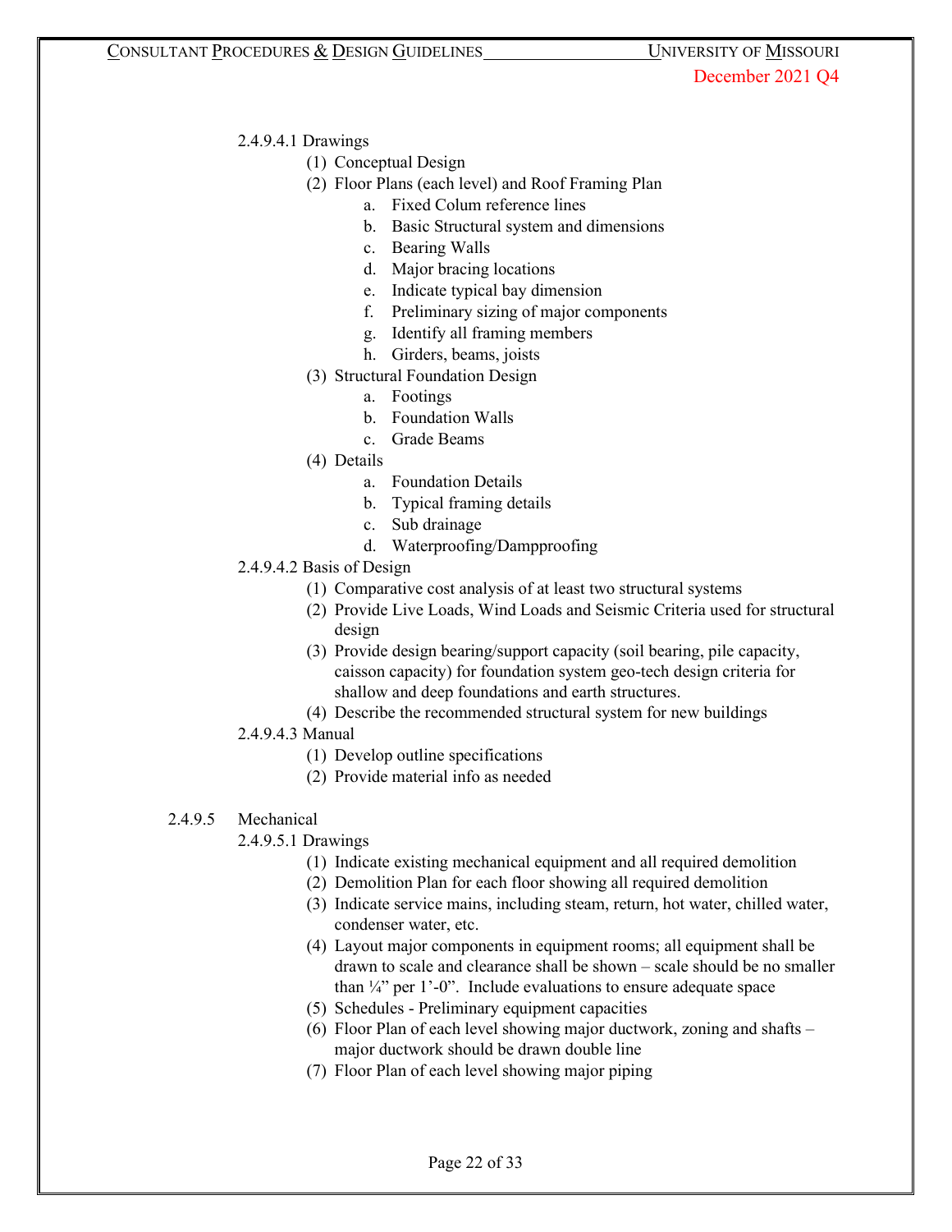2.4.9.4.1 Drawings

(1) Conceptual Design

(2) Floor Plans (each level) and Roof Framing Plan

a. Fixed Colum reference lines
b. Basic Structural system and dimensions
c. Bearing Walls
d. Major bracing locations
e. Indicate typical bay dimension
f. Preliminary sizing of major components
g. Identify all framing members
h. Girders, beams, joists

(3) Structural Foundation Design

a. Footings
b. Foundation Walls
c. Grade Beams

(4) Details

a. Foundation Details
b. Typical framing details
c. Sub drainage
d. Waterproofing/Dampproofing

2.4.9.4.2 Basis of Design

(1) Comparative cost analysis of at least two structural systems

(2) Provide Live Loads, Wind Loads and Seismic Criteria used for structural design

(3) Provide design bearing/support capacity (soil bearing, pile capacity, caisson capacity) for foundation system geo-tech design criteria for shallow and deep foundations and earth structures.

(4) Describe the recommended structural system for new buildings

2.4.9.4.3 Manual

(1) Develop outline specifications

(2) Provide material info as needed

2.4.9.5 Mechanical

2.4.9.5.1 Drawings

(1) Indicate existing mechanical equipment and all required demolition

(2) Demolition Plan for each floor showing all required demolition

(3) Indicate service mains, including steam, return, hot water, chilled water, condenser water, etc.

(4) Layout major components in equipment rooms; all equipment shall be drawn to scale and clearance shall be shown – scale should be no smaller than ¼" per 1'-0". Include evaluations to ensure adequate space

(5) Schedules - Preliminary equipment capacities

(6) Floor Plan of each level showing major ductwork, zoning and shafts – major ductwork should be drawn double line

(7) Floor Plan of each level showing major piping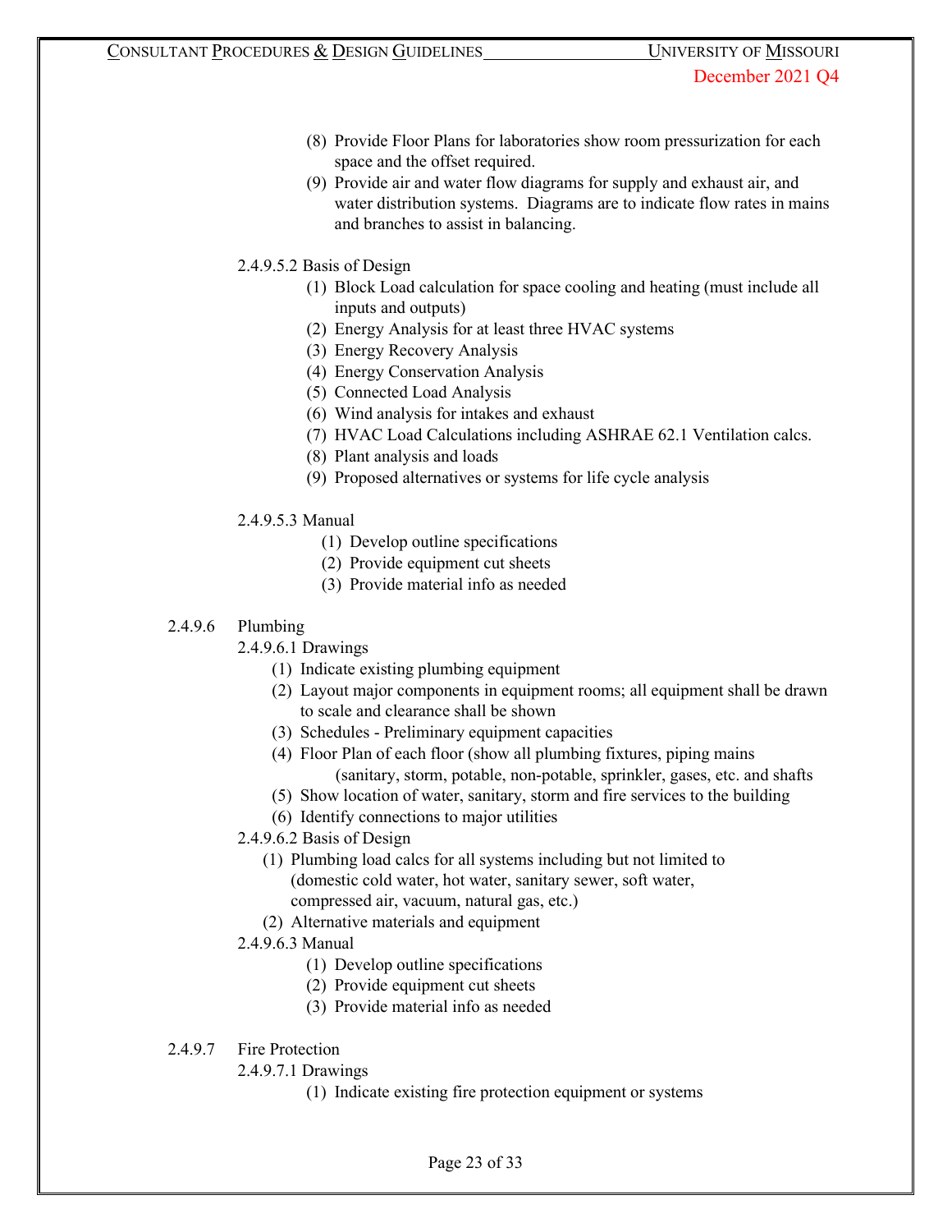(8) Provide Floor Plans for laboratories show room pressurization for each space and the offset required.

(9) Provide air and water flow diagrams for supply and exhaust air, and water distribution systems. Diagrams are to indicate flow rates in mains and branches to assist in balancing.

2.4.9.5.2 Basis of Design

(1) Block Load calculation for space cooling and heating (must include all inputs and outputs)
(2) Energy Analysis for at least three HVAC systems
(3) Energy Recovery Analysis
(4) Energy Conservation Analysis
(5) Connected Load Analysis
(6) Wind analysis for intakes and exhaust
(7) HVAC Load Calculations including ASHRAE 62.1 Ventilation calcs.
(8) Plant analysis and loads
(9) Proposed alternatives or systems for life cycle analysis

2.4.9.5.3 Manual

(1) Develop outline specifications
(2) Provide equipment cut sheets
(3) Provide material info as needed

2.4.9.6 Plumbing

2.4.9.6.1 Drawings

(1) Indicate existing plumbing equipment
(2) Layout major components in equipment rooms; all equipment shall be drawn to scale and clearance shall be shown
(3) Schedules - Preliminary equipment capacities
(4) Floor Plan of each floor (show all plumbing fixtures, piping mains (sanitary, storm, potable, non-potable, sprinkler, gases, etc. and shafts
(5) Show location of water, sanitary, storm and fire services to the building
(6) Identify connections to major utilities

2.4.9.6.2 Basis of Design

(1) Plumbing load calcs for all systems including but not limited to (domestic cold water, hot water, sanitary sewer, soft water, compressed air, vacuum, natural gas, etc.)
(2) Alternative materials and equipment

2.4.9.6.3 Manual

(1) Develop outline specifications
(2) Provide equipment cut sheets
(3) Provide material info as needed

2.4.9.7 Fire Protection

2.4.9.7.1 Drawings

(1) Indicate existing fire protection equipment or systems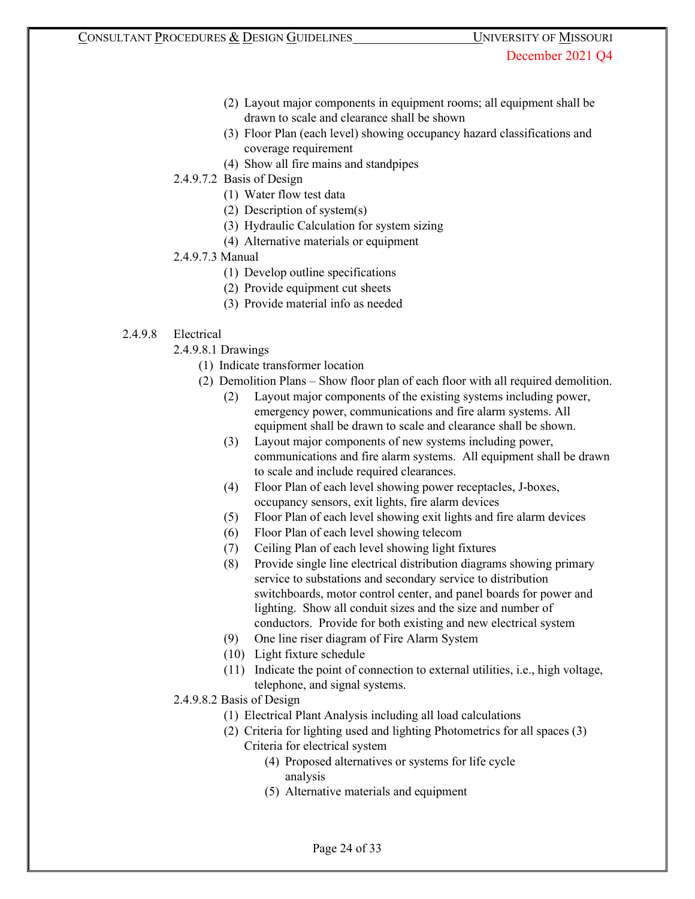(2) Layout major components in equipment rooms; all equipment shall be drawn to scale and clearance shall be shown

(3) Floor Plan (each level) showing occupancy hazard classifications and coverage requirement

(4) Show all fire mains and standpipes

2.4.9.7.2 Basis of Design

(1) Water flow test data

(2) Description of system(s)

(3) Hydraulic Calculation for system sizing

(4) Alternative materials or equipment

2.4.9.7.3 Manual

(1) Develop outline specifications

(2) Provide equipment cut sheets

(3) Provide material info as needed

2.4.9.8 Electrical

2.4.9.8.1 Drawings

(1) Indicate transformer location

(2) Demolition Plans – Show floor plan of each floor with all required demolition.

(2) Layout major components of the existing systems including power, emergency power, communications and fire alarm systems. All equipment shall be drawn to scale and clearance shall be shown.

(3) Layout major components of new systems including power, communications and fire alarm systems. All equipment shall be drawn to scale and include required clearances.

(4) Floor Plan of each level showing power receptacles, J-boxes, occupancy sensors, exit lights, fire alarm devices

(5) Floor Plan of each level showing exit lights and fire alarm devices

(6) Floor Plan of each level showing telecom

(7) Ceiling Plan of each level showing light fixtures

(8) Provide single line electrical distribution diagrams showing primary service to substations and secondary service to distribution switchboards, motor control center, and panel boards for power and lighting. Show all conduit sizes and the size and number of conductors. Provide for both existing and new electrical system

(9) One line riser diagram of Fire Alarm System

(10) Light fixture schedule

(11) Indicate the point of connection to external utilities, i.e., high voltage, telephone, and signal systems.

2.4.9.8.2 Basis of Design

(1) Electrical Plant Analysis including all load calculations

(2) Criteria for lighting used and lighting Photometrics for all spaces (3) Criteria for electrical system

(4) Proposed alternatives or systems for life cycle analysis

(5) Alternative materials and equipment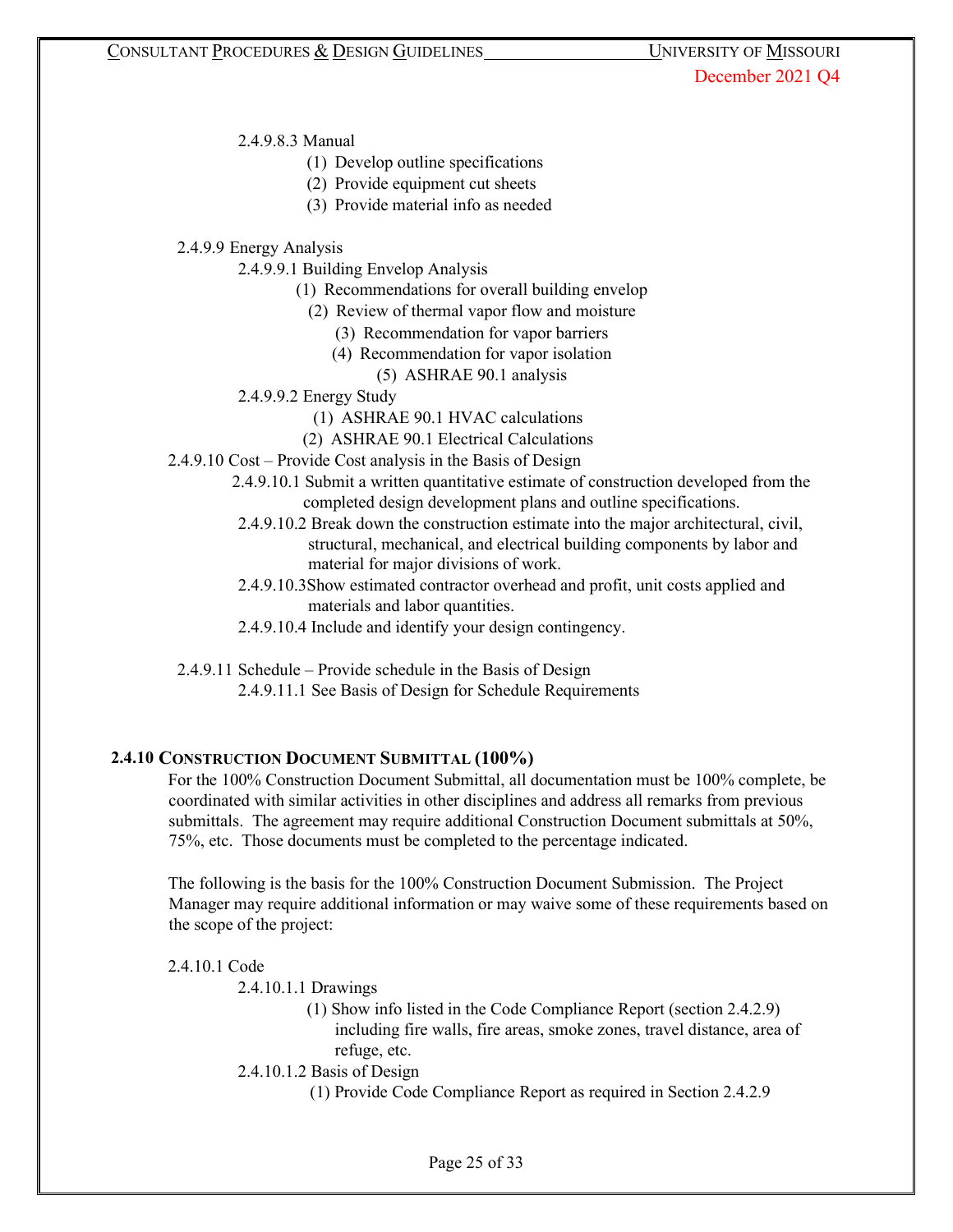2.4.9.8.3 Manual

- (1) Develop outline specifications
- (2) Provide equipment cut sheets
- (3) Provide material info as needed

2.4.9.9 Energy Analysis

2.4.9.9.1 Building Envelop Analysis

- (1) Recommendations for overall building envelop
- (2) Review of thermal vapor flow and moisture
- (3) Recommendation for vapor barriers
- (4) Recommendation for vapor isolation
- (5) ASHRAE 90.1 analysis

2.4.9.9.2 Energy Study

- (1) ASHRAE 90.1 HVAC calculations
- (2) ASHRAE 90.1 Electrical Calculations

2.4.9.10 Cost – Provide Cost analysis in the Basis of Design

2.4.9.10.1 Submit a written quantitative estimate of construction developed from the completed design development plans and outline specifications.

2.4.9.10.2 Break down the construction estimate into the major architectural, civil, structural, mechanical, and electrical building components by labor and material for major divisions of work.

2.4.9.10.3Show estimated contractor overhead and profit, unit costs applied and materials and labor quantities.

2.4.9.10.4 Include and identify your design contingency.

2.4.9.11 Schedule – Provide schedule in the Basis of Design

2.4.9.11.1 See Basis of Design for Schedule Requirements

## 2.4.10 Construction Document Submittal (100%)

For the 100% Construction Document Submittal, all documentation must be 100% complete, be coordinated with similar activities in other disciplines and address all remarks from previous submittals. The agreement may require additional Construction Document submittals at 50%, 75%, etc. Those documents must be completed to the percentage indicated.

The following is the basis for the 100% Construction Document Submission. The Project Manager may require additional information or may waive some of these requirements based on the scope of the project:

2.4.10.1 Code

2.4.10.1.1 Drawings

- (1) Show info listed in the Code Compliance Report (section 2.4.2.9) including fire walls, fire areas, smoke zones, travel distance, area of refuge, etc.

2.4.10.1.2 Basis of Design

- (1) Provide Code Compliance Report as required in Section 2.4.2.9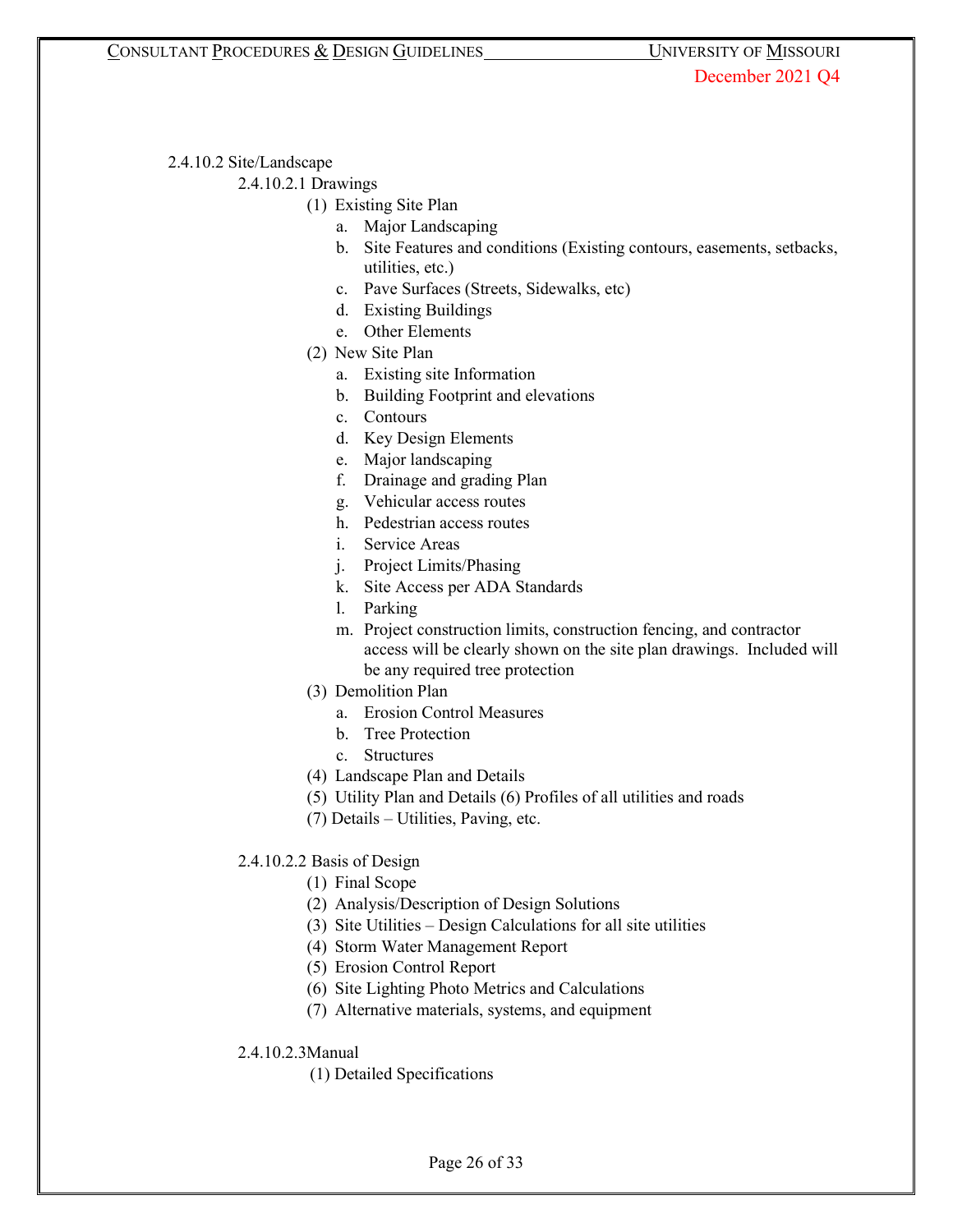2.4.10.2 Site/Landscape

2.4.10.2.1 Drawings

(1) Existing Site Plan
   a. Major Landscaping
   b. Site Features and conditions (Existing contours, easements, setbacks, utilities, etc.)
   c. Pave Surfaces (Streets, Sidewalks, etc)
   d. Existing Buildings
   e. Other Elements

(2) New Site Plan
   a. Existing site Information
   b. Building Footprint and elevations
   c. Contours
   d. Key Design Elements
   e. Major landscaping
   f. Drainage and grading Plan
   g. Vehicular access routes
   h. Pedestrian access routes
   i. Service Areas
   j. Project Limits/Phasing
   k. Site Access per ADA Standards
   l. Parking
   m. Project construction limits, construction fencing, and contractor access will be clearly shown on the site plan drawings. Included will be any required tree protection

(3) Demolition Plan
   a. Erosion Control Measures
   b. Tree Protection
   c. Structures

(4) Landscape Plan and Details

(5) Utility Plan and Details (6) Profiles of all utilities and roads

(7) Details – Utilities, Paving, etc.

2.4.10.2.2 Basis of Design

(1) Final Scope
(2) Analysis/Description of Design Solutions
(3) Site Utilities – Design Calculations for all site utilities
(4) Storm Water Management Report
(5) Erosion Control Report
(6) Site Lighting Photo Metrics and Calculations
(7) Alternative materials, systems, and equipment

2.4.10.2.3Manual

(1) Detailed Specifications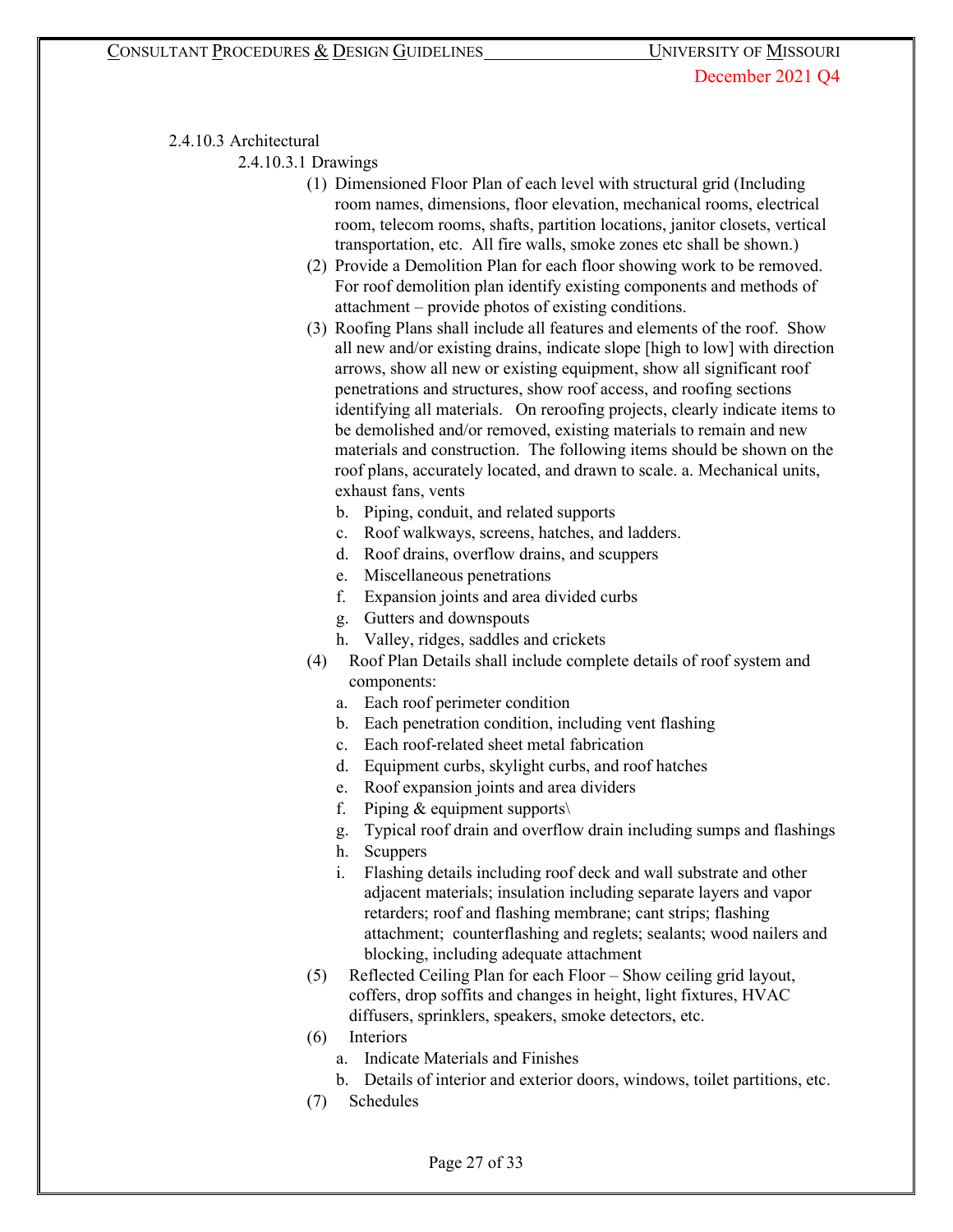2.4.10.3 Architectural

2.4.10.3.1 Drawings

(1) Dimensioned Floor Plan of each level with structural grid (Including room names, dimensions, floor elevation, mechanical rooms, electrical room, telecom rooms, shafts, partition locations, janitor closets, vertical transportation, etc. All fire walls, smoke zones etc shall be shown.)

(2) Provide a Demolition Plan for each floor showing work to be removed. For roof demolition plan identify existing components and methods of attachment – provide photos of existing conditions.

(3) Roofing Plans shall include all features and elements of the roof. Show all new and/or existing drains, indicate slope [high to low] with direction arrows, show all new or existing equipment, show all significant roof penetrations and structures, show roof access, and roofing sections identifying all materials. On reroofing projects, clearly indicate items to be demolished and/or removed, existing materials to remain and new materials and construction. The following items should be shown on the roof plans, accurately located, and drawn to scale. a. Mechanical units, exhaust fans, vents

   b. Piping, conduit, and related supports
   c. Roof walkways, screens, hatches, and ladders.
   d. Roof drains, overflow drains, and scuppers
   e. Miscellaneous penetrations
   f. Expansion joints and area divided curbs
   g. Gutters and downspouts
   h. Valley, ridges, saddles and crickets

(4) Roof Plan Details shall include complete details of roof system and components:

   a. Each roof perimeter condition
   b. Each penetration condition, including vent flashing
   c. Each roof-related sheet metal fabrication
   d. Equipment curbs, skylight curbs, and roof hatches
   e. Roof expansion joints and area dividers
   f. Piping & equipment supports\
   g. Typical roof drain and overflow drain including sumps and flashings
   h. Scuppers
   i. Flashing details including roof deck and wall substrate and other adjacent materials; insulation including separate layers and vapor retarders; roof and flashing membrane; cant strips; flashing attachment; counterflashing and reglets; sealants; wood nailers and blocking, including adequate attachment

(5) Reflected Ceiling Plan for each Floor – Show ceiling grid layout, coffers, drop soffits and changes in height, light fixtures, HVAC diffusers, sprinklers, speakers, smoke detectors, etc.

(6) Interiors

   a. Indicate Materials and Finishes
   b. Details of interior and exterior doors, windows, toilet partitions, etc.

(7) Schedules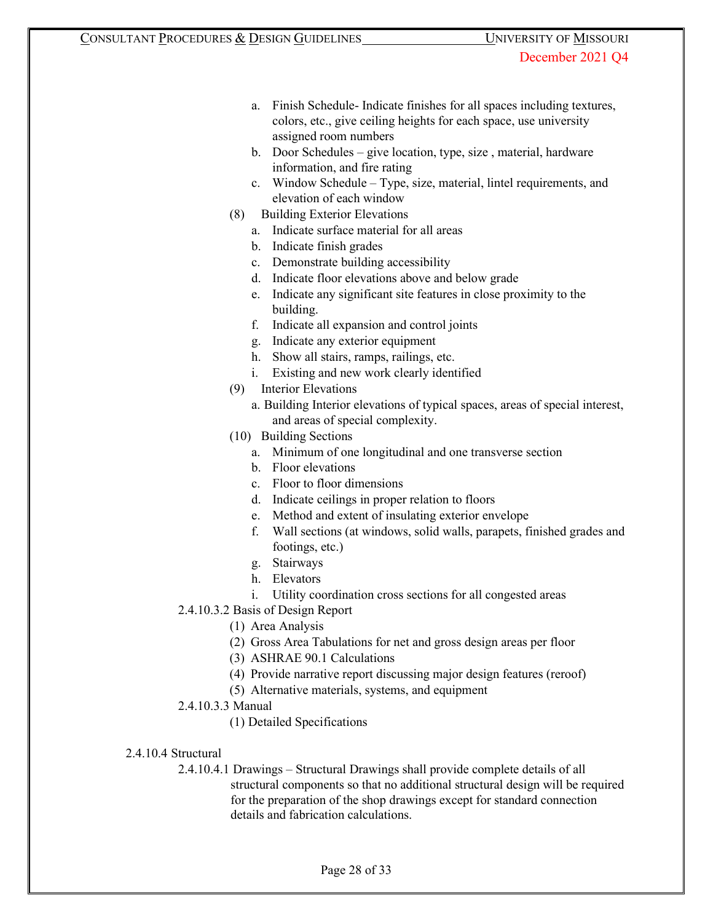a. Finish Schedule- Indicate finishes for all spaces including textures, colors, etc., give ceiling heights for each space, use university assigned room numbers
b. Door Schedules – give location, type, size , material, hardware information, and fire rating
c. Window Schedule – Type, size, material, lintel requirements, and elevation of each window

(8) Building Exterior Elevations

a. Indicate surface material for all areas
b. Indicate finish grades
c. Demonstrate building accessibility
d. Indicate floor elevations above and below grade
e. Indicate any significant site features in close proximity to the building.
f. Indicate all expansion and control joints
g. Indicate any exterior equipment
h. Show all stairs, ramps, railings, etc.
i. Existing and new work clearly identified

(9) Interior Elevations

a. Building Interior elevations of typical spaces, areas of special interest, and areas of special complexity.

(10) Building Sections

a. Minimum of one longitudinal and one transverse section
b. Floor elevations
c. Floor to floor dimensions
d. Indicate ceilings in proper relation to floors
e. Method and extent of insulating exterior envelope
f. Wall sections (at windows, solid walls, parapets, finished grades and footings, etc.)
g. Stairways
h. Elevators
i. Utility coordination cross sections for all congested areas

2.4.10.3.2 Basis of Design Report

(1) Area Analysis
(2) Gross Area Tabulations for net and gross design areas per floor
(3) ASHRAE 90.1 Calculations
(4) Provide narrative report discussing major design features (reroof)
(5) Alternative materials, systems, and equipment

2.4.10.3.3 Manual

(1) Detailed Specifications

2.4.10.4 Structural

2.4.10.4.1 Drawings – Structural Drawings shall provide complete details of all structural components so that no additional structural design will be required for the preparation of the shop drawings except for standard connection details and fabrication calculations.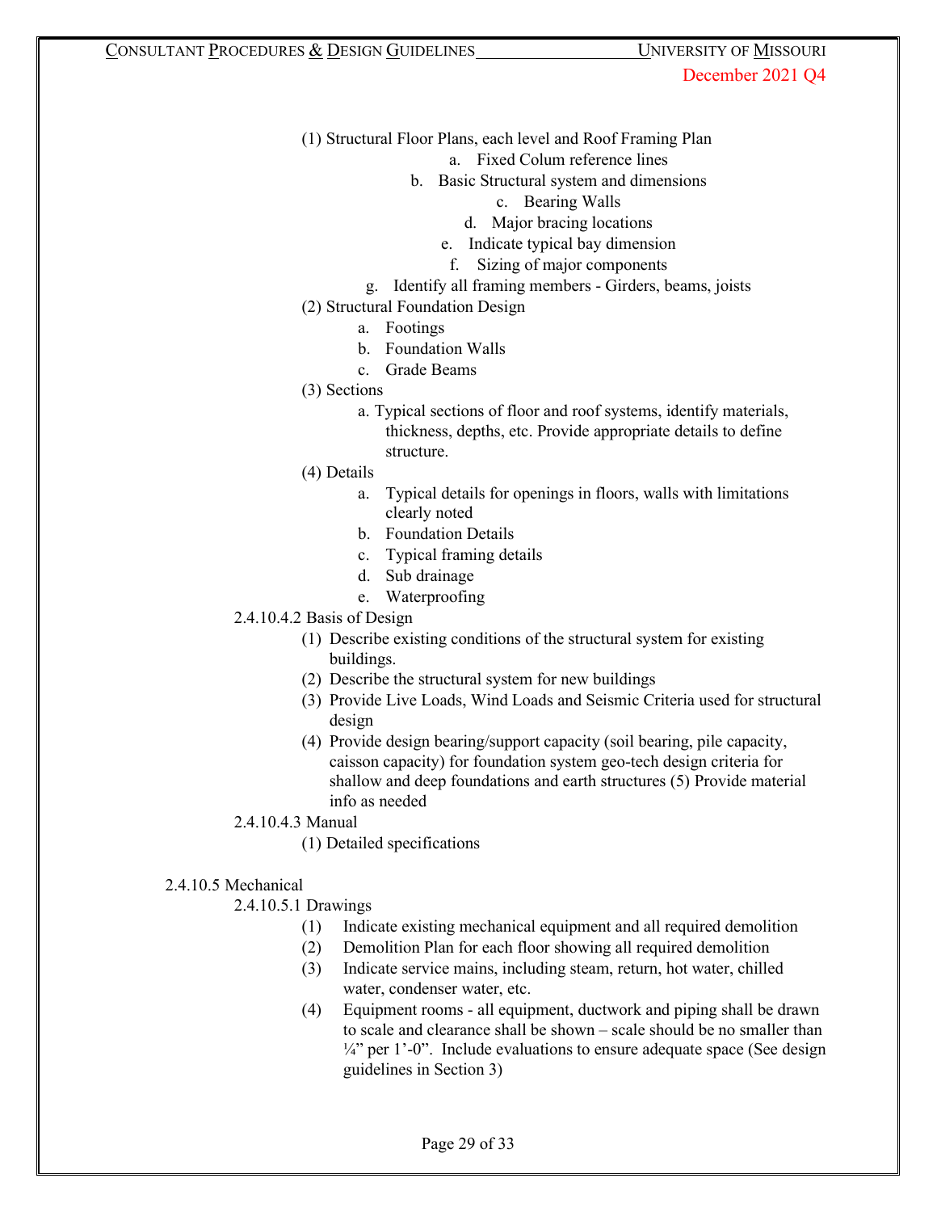(1) Structural Floor Plans, each level and Roof Framing Plan

a. Fixed Colum reference lines
b. Basic Structural system and dimensions
c. Bearing Walls
d. Major bracing locations
e. Indicate typical bay dimension
f. Sizing of major components
g. Identify all framing members - Girders, beams, joists

(2) Structural Foundation Design

a. Footings
b. Foundation Walls
c. Grade Beams

(3) Sections

a. Typical sections of floor and roof systems, identify materials, thickness, depths, etc. Provide appropriate details to define structure.

(4) Details

a. Typical details for openings in floors, walls with limitations clearly noted
b. Foundation Details
c. Typical framing details
d. Sub drainage
e. Waterproofing

2.4.10.4.2 Basis of Design

(1) Describe existing conditions of the structural system for existing buildings.
(2) Describe the structural system for new buildings
(3) Provide Live Loads, Wind Loads and Seismic Criteria used for structural design
(4) Provide design bearing/support capacity (soil bearing, pile capacity, caisson capacity) for foundation system geo-tech design criteria for shallow and deep foundations and earth structures (5) Provide material info as needed

2.4.10.4.3 Manual

(1) Detailed specifications

2.4.10.5 Mechanical

2.4.10.5.1 Drawings

(1) Indicate existing mechanical equipment and all required demolition
(2) Demolition Plan for each floor showing all required demolition
(3) Indicate service mains, including steam, return, hot water, chilled water, condenser water, etc.
(4) Equipment rooms - all equipment, ductwork and piping shall be drawn to scale and clearance shall be shown – scale should be no smaller than ¼" per 1'-0". Include evaluations to ensure adequate space (See design guidelines in Section 3)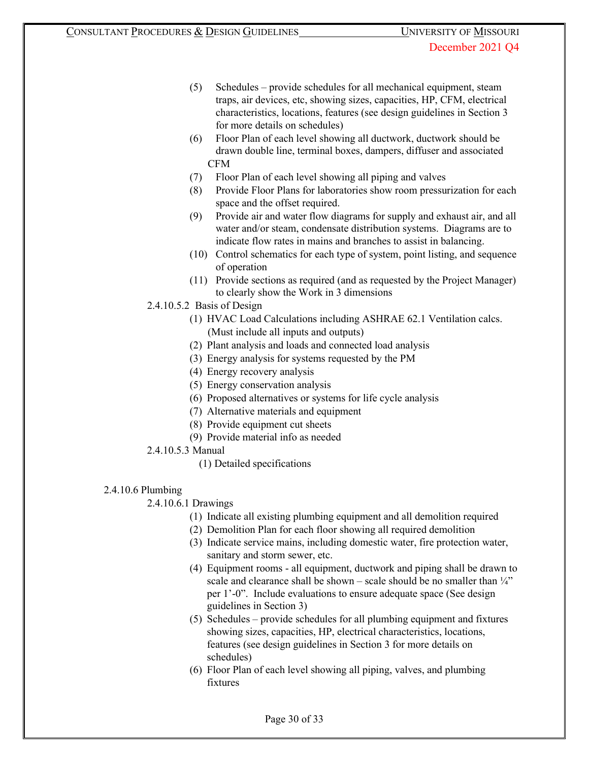(5) Schedules – provide schedules for all mechanical equipment, steam traps, air devices, etc, showing sizes, capacities, HP, CFM, electrical characteristics, locations, features (see design guidelines in Section 3 for more details on schedules)

(6) Floor Plan of each level showing all ductwork, ductwork should be drawn double line, terminal boxes, dampers, diffuser and associated CFM

(7) Floor Plan of each level showing all piping and valves

(8) Provide Floor Plans for laboratories show room pressurization for each space and the offset required.

(9) Provide air and water flow diagrams for supply and exhaust air, and all water and/or steam, condensate distribution systems. Diagrams are to indicate flow rates in mains and branches to assist in balancing.

(10) Control schematics for each type of system, point listing, and sequence of operation

(11) Provide sections as required (and as requested by the Project Manager) to clearly show the Work in 3 dimensions

2.4.10.5.2 Basis of Design

(1) HVAC Load Calculations including ASHRAE 62.1 Ventilation calcs. (Must include all inputs and outputs)

(2) Plant analysis and loads and connected load analysis

(3) Energy analysis for systems requested by the PM

(4) Energy recovery analysis

(5) Energy conservation analysis

(6) Proposed alternatives or systems for life cycle analysis

(7) Alternative materials and equipment

(8) Provide equipment cut sheets

(9) Provide material info as needed

2.4.10.5.3 Manual

(1) Detailed specifications

2.4.10.6 Plumbing

2.4.10.6.1 Drawings

(1) Indicate all existing plumbing equipment and all demolition required

(2) Demolition Plan for each floor showing all required demolition

(3) Indicate service mains, including domestic water, fire protection water, sanitary and storm sewer, etc.

(4) Equipment rooms - all equipment, ductwork and piping shall be drawn to scale and clearance shall be shown – scale should be no smaller than ¼" per 1'-0". Include evaluations to ensure adequate space (See design guidelines in Section 3)

(5) Schedules – provide schedules for all plumbing equipment and fixtures showing sizes, capacities, HP, electrical characteristics, locations, features (see design guidelines in Section 3 for more details on schedules)

(6) Floor Plan of each level showing all piping, valves, and plumbing fixtures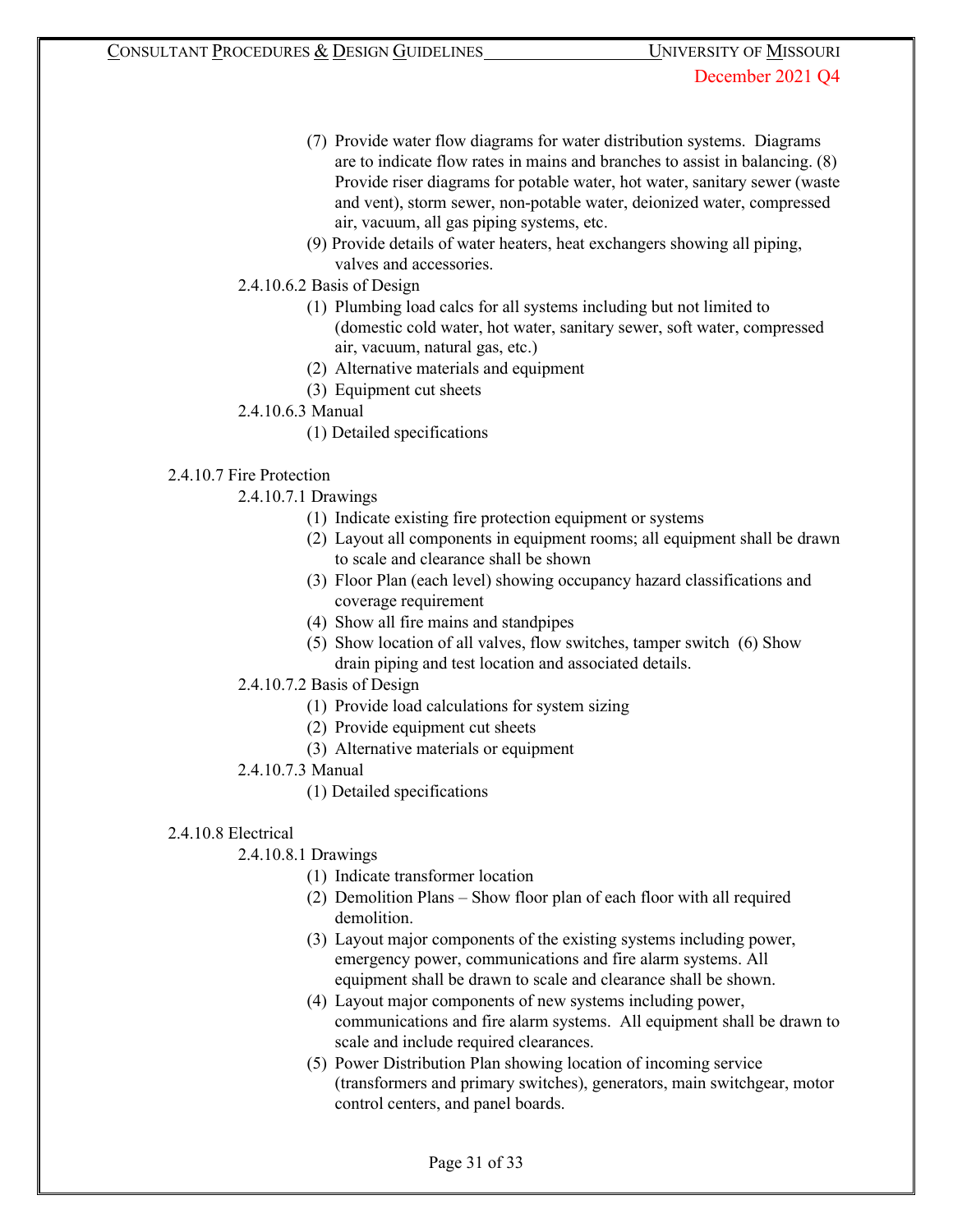(7) Provide water flow diagrams for water distribution systems. Diagrams are to indicate flow rates in mains and branches to assist in balancing. (8) Provide riser diagrams for potable water, hot water, sanitary sewer (waste and vent), storm sewer, non-potable water, deionized water, compressed air, vacuum, all gas piping systems, etc.

(9) Provide details of water heaters, heat exchangers showing all piping, valves and accessories.

2.4.10.6.2 Basis of Design

(1) Plumbing load calcs for all systems including but not limited to (domestic cold water, hot water, sanitary sewer, soft water, compressed air, vacuum, natural gas, etc.)

(2) Alternative materials and equipment

(3) Equipment cut sheets

2.4.10.6.3 Manual

(1) Detailed specifications

2.4.10.7 Fire Protection

2.4.10.7.1 Drawings

(1) Indicate existing fire protection equipment or systems

(2) Layout all components in equipment rooms; all equipment shall be drawn to scale and clearance shall be shown

(3) Floor Plan (each level) showing occupancy hazard classifications and coverage requirement

(4) Show all fire mains and standpipes

(5) Show location of all valves, flow switches, tamper switch (6) Show drain piping and test location and associated details.

2.4.10.7.2 Basis of Design

(1) Provide load calculations for system sizing

(2) Provide equipment cut sheets

(3) Alternative materials or equipment

2.4.10.7.3 Manual

(1) Detailed specifications

2.4.10.8 Electrical

2.4.10.8.1 Drawings

(1) Indicate transformer location

(2) Demolition Plans – Show floor plan of each floor with all required demolition.

(3) Layout major components of the existing systems including power, emergency power, communications and fire alarm systems. All equipment shall be drawn to scale and clearance shall be shown.

(4) Layout major components of new systems including power, communications and fire alarm systems. All equipment shall be drawn to scale and include required clearances.

(5) Power Distribution Plan showing location of incoming service (transformers and primary switches), generators, main switchgear, motor control centers, and panel boards.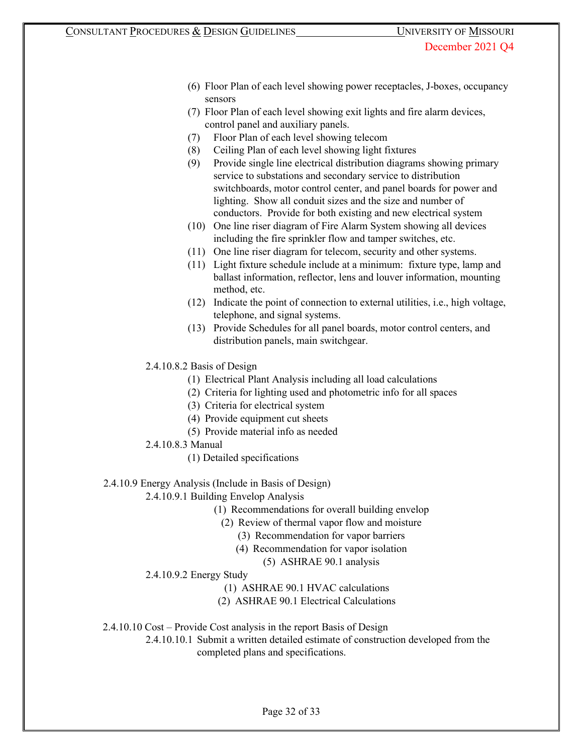(6) Floor Plan of each level showing power receptacles, J-boxes, occupancy sensors

(7) Floor Plan of each level showing exit lights and fire alarm devices, control panel and auxiliary panels.

(7) Floor Plan of each level showing telecom

(8) Ceiling Plan of each level showing light fixtures

(9) Provide single line electrical distribution diagrams showing primary service to substations and secondary service to distribution switchboards, motor control center, and panel boards for power and lighting. Show all conduit sizes and the size and number of conductors. Provide for both existing and new electrical system

(10) One line riser diagram of Fire Alarm System showing all devices including the fire sprinkler flow and tamper switches, etc.

(11) One line riser diagram for telecom, security and other systems.

(11) Light fixture schedule include at a minimum: fixture type, lamp and ballast information, reflector, lens and louver information, mounting method, etc.

(12) Indicate the point of connection to external utilities, i.e., high voltage, telephone, and signal systems.

(13) Provide Schedules for all panel boards, motor control centers, and distribution panels, main switchgear.

2.4.10.8.2 Basis of Design

(1) Electrical Plant Analysis including all load calculations

(2) Criteria for lighting used and photometric info for all spaces

(3) Criteria for electrical system

(4) Provide equipment cut sheets

(5) Provide material info as needed

2.4.10.8.3 Manual

(1) Detailed specifications

2.4.10.9 Energy Analysis (Include in Basis of Design)

2.4.10.9.1 Building Envelop Analysis

(1) Recommendations for overall building envelop

(2) Review of thermal vapor flow and moisture

(3) Recommendation for vapor barriers

(4) Recommendation for vapor isolation

(5) ASHRAE 90.1 analysis

2.4.10.9.2 Energy Study

(1) ASHRAE 90.1 HVAC calculations

(2) ASHRAE 90.1 Electrical Calculations

2.4.10.10 Cost – Provide Cost analysis in the report Basis of Design

2.4.10.10.1 Submit a written detailed estimate of construction developed from the completed plans and specifications.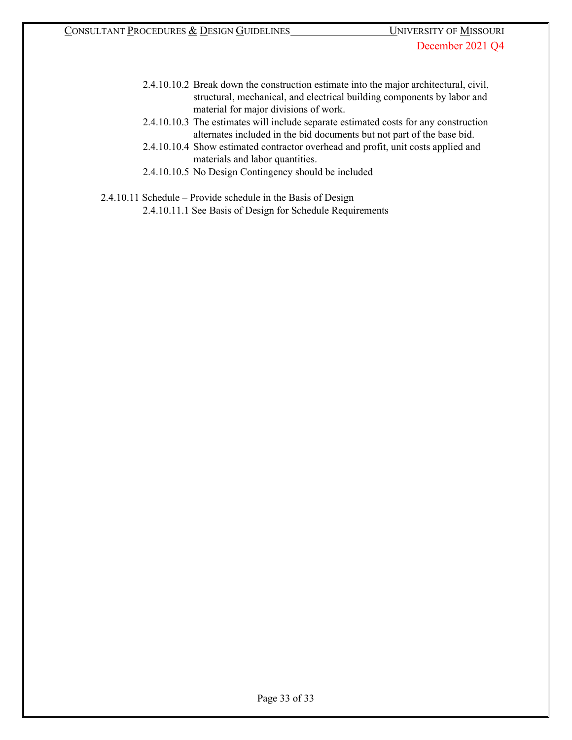2.4.10.10.2 Break down the construction estimate into the major architectural, civil, structural, mechanical, and electrical building components by labor and material for major divisions of work.

2.4.10.10.3 The estimates will include separate estimated costs for any construction alternates included in the bid documents but not part of the base bid.

2.4.10.10.4 Show estimated contractor overhead and profit, unit costs applied and materials and labor quantities.

2.4.10.10.5 No Design Contingency should be included

2.4.10.11 Schedule – Provide schedule in the Basis of Design

2.4.10.11.1 See Basis of Design for Schedule Requirements